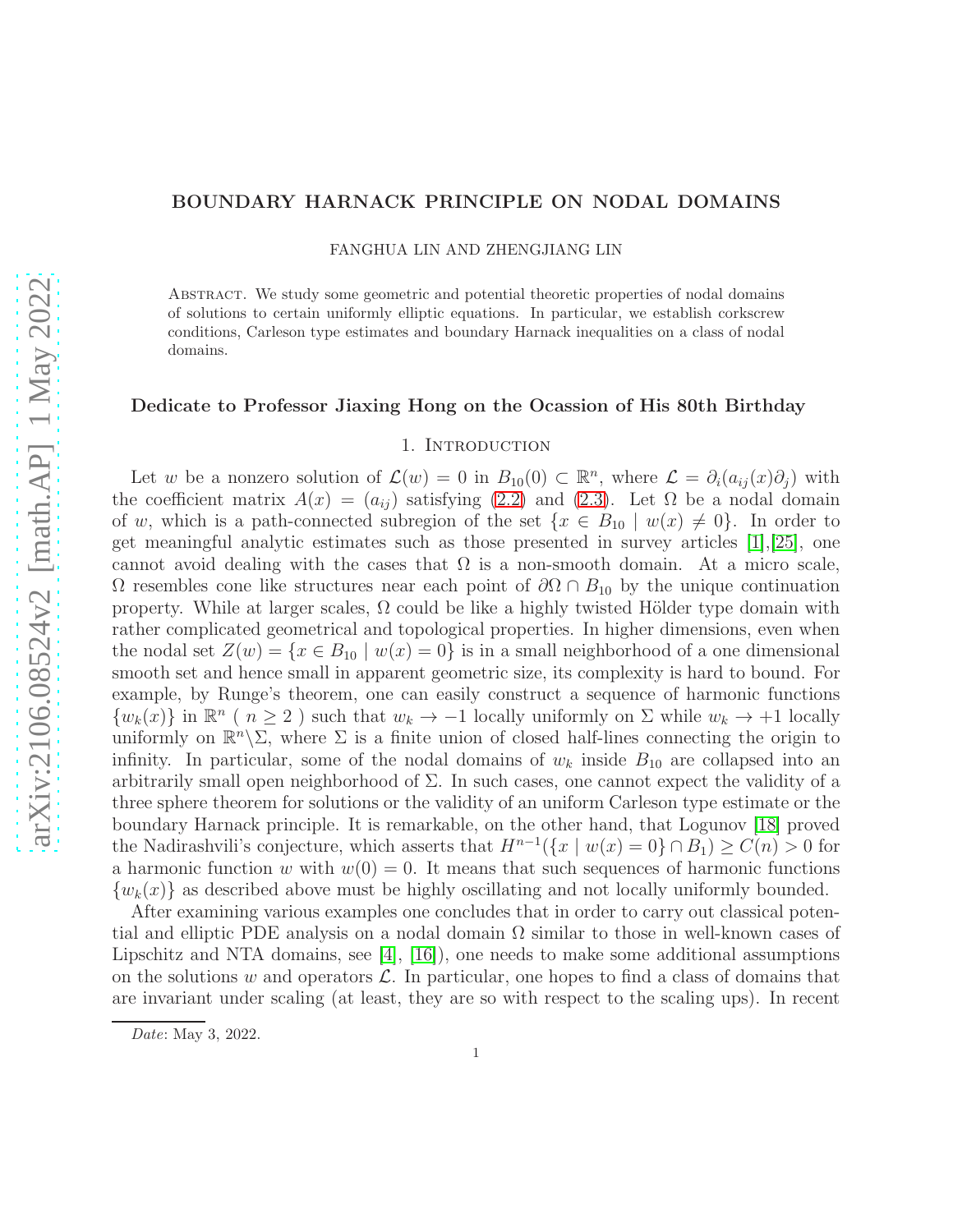# BOUNDARY HARNACK PRINCIPLE ON NODAL DOMAINS

FANGHUA LIN AND ZHENGJIANG LIN

Abstract. We study some geometric and potential theoretic properties of nodal domains of solutions to certain uniformly elliptic equations. In particular, we establish corkscrew conditions, Carleson type estimates and boundary Harnack inequalities on a class of nodal domains.

**Dedicate to Professor Jiaxing Hong on the Ocassion of His 80th Birthday**

## 1. Introduction

Let $w$ be a nonzero solution of $\mathcal{L}(w) = 0$ in $B_{10}(0) \subset \mathbb{R}^n$, where $\mathcal{L} = \partial_i(a_{ij}(x)\partial_j)$ with the coefficient matrix $A(x) = (a_{ij})$ satisfying (2.2) and (2.3). Let $\Omega$ be a nodal domain of $w$, which is a path-connected subregion of the set $\{x \in B_{10} \mid w(x) \neq 0\}$. In order to get meaningful analytic estimates such as those presented in survey articles [1],[25], one cannot avoid dealing with the cases that $\Omega$ is a non-smooth domain. At a micro scale, $\Omega$ resembles cone like structures near each point of $\partial\Omega \cap B_{10}$ by the unique continuation property. While at larger scales, $\Omega$ could be like a highly twisted Hölder type domain with rather complicated geometrical and topological properties. In higher dimensions, even when the nodal set $Z(w) = \{x \in B_{10} \mid w(x) = 0\}$ is in a small neighborhood of a one dimensional smooth set and hence small in apparent geometric size, its complexity is hard to bound. For example, by Runge's theorem, one can easily construct a sequence of harmonic functions $\{w_k(x)\}$ in $\mathbb{R}^n$ ( $n \geq 2$ ) such that $w_k \to -1$ locally uniformly on $\Sigma$ while $w_k \to +1$ locally uniformly on $\mathbb{R}^n \backslash \Sigma$, where $\Sigma$ is a finite union of closed half-lines connecting the origin to infinity. In particular, some of the nodal domains of $w_k$ inside $B_{10}$ are collapsed into an arbitrarily small open neighborhood of $\Sigma$. In such cases, one cannot expect the validity of a three sphere theorem for solutions or the validity of an uniform Carleson type estimate or the boundary Harnack principle. It is remarkable, on the other hand, that Logunov [18] proved the Nadirashvili's conjecture, which asserts that $H^{n-1}(\{x \mid w(x) = 0\} \cap B_1) \geq C(n) > 0$ for a harmonic function $w$ with $w(0) = 0$. It means that such sequences of harmonic functions $\{w_k(x)\}$ as described above must be highly oscillating and not locally uniformly bounded.

After examining various examples one concludes that in order to carry out classical potential and elliptic PDE analysis on a nodal domain $\Omega$ similar to those in well-known cases of Lipschitz and NTA domains, see [4], [16]), one needs to make some additional assumptions on the solutions $w$ and operators $\mathcal{L}$. In particular, one hopes to find a class of domains that are invariant under scaling (at least, they are so with respect to the scaling ups). In recent

*Date*: May 3, 2022.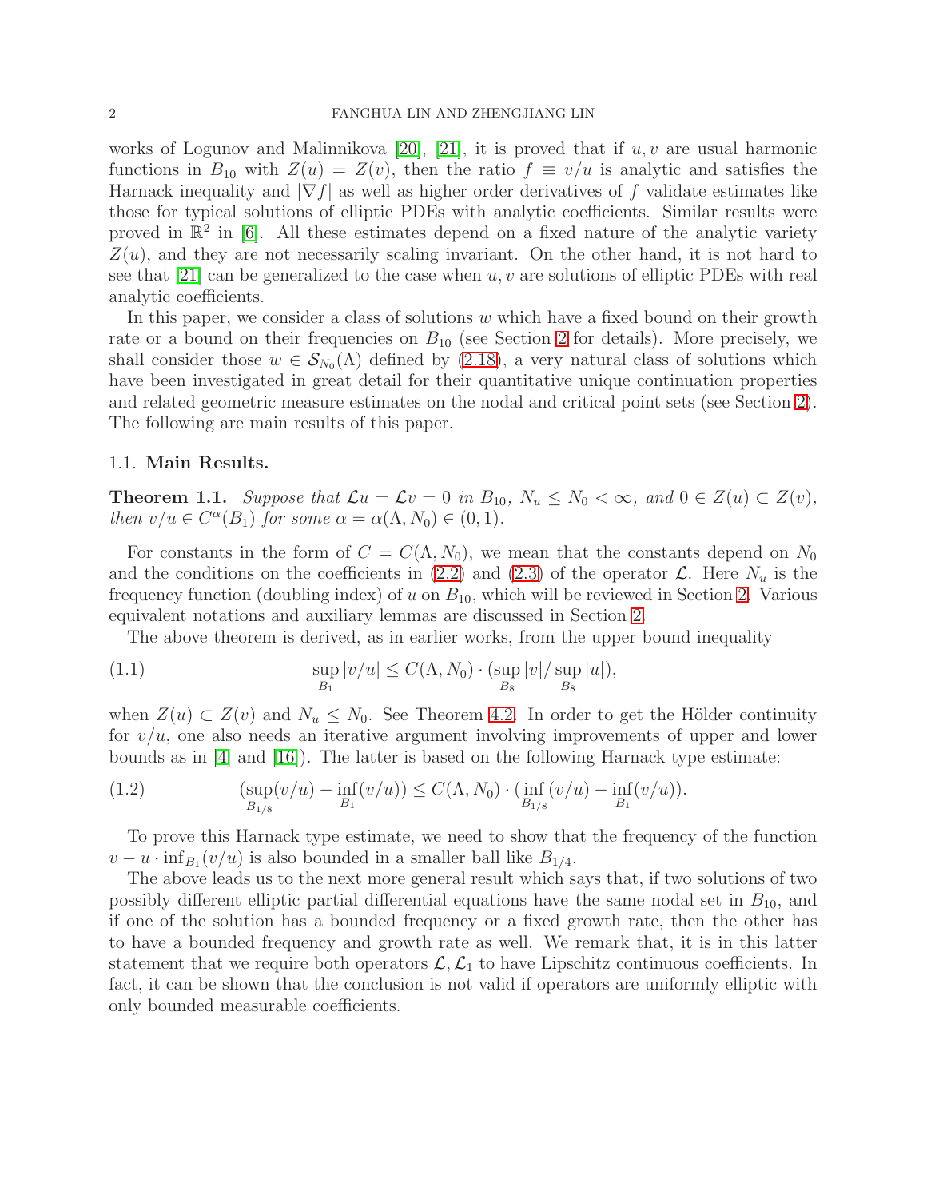works of Logunov and Malinnikova [20], [21], it is proved that if $u, v$ are usual harmonic functions in $B_{10}$ with $Z(u) = Z(v)$, then the ratio $f \equiv v/u$ is analytic and satisfies the Harnack inequality and $|\nabla f|$ as well as higher order derivatives of $f$ validate estimates like those for typical solutions of elliptic PDEs with analytic coefficients. Similar results were proved in $\mathbb{R}^2$ in [6]. All these estimates depend on a fixed nature of the analytic variety $Z(u)$, and they are not necessarily scaling invariant. On the other hand, it is not hard to see that [21] can be generalized to the case when $u, v$ are solutions of elliptic PDEs with real analytic coefficients.

In this paper, we consider a class of solutions $w$ which have a fixed bound on their growth rate or a bound on their frequencies on $B_{10}$ (see Section 2 for details). More precisely, we shall consider those $w \in \mathcal{S}_{N_0}(\Lambda)$ defined by (2.18), a very natural class of solutions which have been investigated in great detail for their quantitative unique continuation properties and related geometric measure estimates on the nodal and critical point sets (see Section 2). The following are main results of this paper.

### 1.1. Main Results.

**Theorem 1.1.** *Suppose that $\mathcal{L}u = \mathcal{L}v = 0$ in $B_{10}$, $N_u \leq N_0 < \infty$, and $0 \in Z(u) \subset Z(v)$, then $v/u \in C^\alpha(B_1)$ for some $\alpha = \alpha(\Lambda, N_0) \in (0, 1)$.*

For constants in the form of $C = C(\Lambda, N_0)$, we mean that the constants depend on $N_0$ and the conditions on the coefficients in (2.2) and (2.3) of the operator $\mathcal{L}$. Here $N_u$ is the frequency function (doubling index) of $u$ on $B_{10}$, which will be reviewed in Section 2. Various equivalent notations and auxiliary lemmas are discussed in Section 2.

The above theorem is derived, as in earlier works, from the upper bound inequality

$$\sup_{B_1} |v/u| \leq C(\Lambda, N_0) \cdot (\sup_{B_8} |v| / \sup_{B_8} |u|), \tag{1.1}$$

when $Z(u) \subset Z(v)$ and $N_u \leq N_0$. See Theorem 4.2. In order to get the Hölder continuity for $v/u$, one also needs an iterative argument involving improvements of upper and lower bounds as in [4] and [16]). The latter is based on the following Harnack type estimate:

$$(\sup_{B_{1/8}} (v/u) - \inf_{B_1} (v/u)) \leq C(\Lambda, N_0) \cdot (\inf_{B_{1/8}} (v/u) - \inf_{B_1} (v/u)). \tag{1.2}$$

To prove this Harnack type estimate, we need to show that the frequency of the function $v - u \cdot \inf_{B_1}(v/u)$ is also bounded in a smaller ball like $B_{1/4}$.

The above leads us to the next more general result which says that, if two solutions of two possibly different elliptic partial differential equations have the same nodal set in $B_{10}$, and if one of the solution has a bounded frequency or a fixed growth rate, then the other has to have a bounded frequency and growth rate as well. We remark that, it is in this latter statement that we require both operators $\mathcal{L}, \mathcal{L}_1$ to have Lipschitz continuous coefficients. In fact, it can be shown that the conclusion is not valid if operators are uniformly elliptic with only bounded measurable coefficients.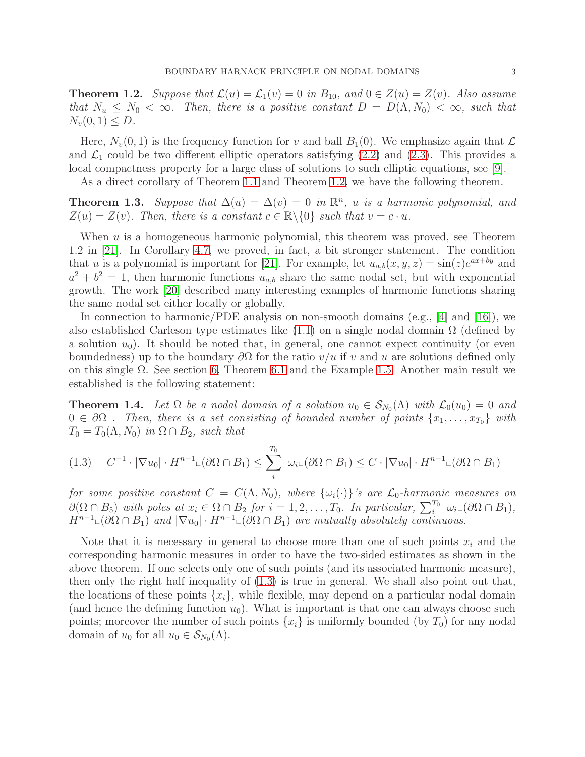**Theorem 1.2.** *Suppose that $\mathcal{L}(u) = \mathcal{L}_1(v) = 0$ in $B_{10}$, and $0 \in Z(u) = Z(v)$. Also assume that $N_u \leq N_0 < \infty$. Then, there is a positive constant $D = D(\Lambda, N_0) < \infty$, such that $N_v(0,1) \leq D$.*

Here, $N_v(0,1)$ is the frequency function for $v$ and ball $B_1(0)$. We emphasize again that $\mathcal{L}$ and $\mathcal{L}_1$ could be two different elliptic operators satisfying (2.2) and (2.3). This provides a local compactness property for a large class of solutions to such elliptic equations, see [9].

As a direct corollary of Theorem 1.1 and Theorem 1.2, we have the following theorem.

**Theorem 1.3.** *Suppose that $\Delta(u) = \Delta(v) = 0$ in $\mathbb{R}^n$, $u$ is a harmonic polynomial, and $Z(u) = Z(v)$. Then, there is a constant $c \in \mathbb{R}\backslash\{0\}$ such that $v = c \cdot u$.*

When $u$ is a homogeneous harmonic polynomial, this theorem was proved, see Theorem 1.2 in [21]. In Corollary 4.7, we proved, in fact, a bit stronger statement. The condition that $u$ is a polynomial is important for [21]. For example, let $u_{a,b}(x,y,z) = \sin(z)e^{ax+by}$ and $a^2 + b^2 = 1$, then harmonic functions $u_{a,b}$ share the same nodal set, but with exponential growth. The work [20] described many interesting examples of harmonic functions sharing the same nodal set either locally or globally.

In connection to harmonic/PDE analysis on non-smooth domains (e.g., [4] and [16]), we also established Carleson type estimates like (1.1) on a single nodal domain $\Omega$ (defined by a solution $u_0$). It should be noted that, in general, one cannot expect continuity (or even boundedness) up to the boundary $\partial\Omega$ for the ratio $v/u$ if $v$ and $u$ are solutions defined only on this single $\Omega$. See section 6, Theorem 6.1 and the Example 1.5. Another main result we established is the following statement:

**Theorem 1.4.** *Let $\Omega$ be a nodal domain of a solution $u_0 \in \mathcal{S}_{N_0}(\Lambda)$ with $\mathcal{L}_0(u_0) = 0$ and $0 \in \partial\Omega$ . Then, there is a set consisting of bounded number of points $\{x_1, \ldots, x_{T_0}\}$ with $T_0 = T_0(\Lambda, N_0)$ in $\Omega \cap B_2$, such that*

$$(1.3) \quad C^{-1} \cdot |\nabla u_0| \cdot H^{n-1} \llcorner (\partial\Omega \cap B_1) \leq \sum_{i}^{T_0} \omega_i \llcorner (\partial\Omega \cap B_1) \leq C \cdot |\nabla u_0| \cdot H^{n-1} \llcorner (\partial\Omega \cap B_1)$$

*for some positive constant $C = C(\Lambda, N_0)$, where $\{\omega_i(\cdot)\}$'s are $\mathcal{L}_0$-harmonic measures on $\partial(\Omega \cap B_5)$ with poles at $x_i \in \Omega \cap B_2$ for $i = 1, 2, \ldots, T_0$. In particular, $\sum_i^{T_0} \omega_i \llcorner (\partial\Omega \cap B_1)$, $H^{n-1} \llcorner (\partial\Omega \cap B_1)$ and $|\nabla u_0| \cdot H^{n-1} \llcorner (\partial\Omega \cap B_1)$ are mutually absolutely continuous.*

Note that it is necessary in general to choose more than one of such points $x_i$ and the corresponding harmonic measures in order to have the two-sided estimates as shown in the above theorem. If one selects only one of such points (and its associated harmonic measure), then only the right half inequality of (1.3) is true in general. We shall also point out that, the locations of these points $\{x_i\}$, while flexible, may depend on a particular nodal domain (and hence the defining function $u_0$). What is important is that one can always choose such points; moreover the number of such points $\{x_i\}$ is uniformly bounded (by $T_0$) for any nodal domain of $u_0$ for all $u_0 \in \mathcal{S}_{N_0}(\Lambda)$.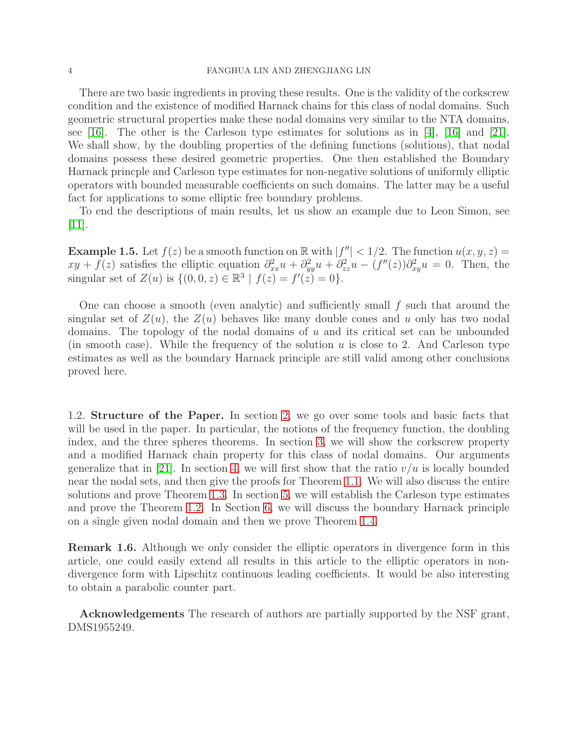There are two basic ingredients in proving these results. One is the validity of the corkscrew condition and the existence of modified Harnack chains for this class of nodal domains. Such geometric structural properties make these nodal domains very similar to the NTA domains, see [16]. The other is the Carleson type estimates for solutions as in [4], [16] and [21]. We shall show, by the doubling properties of the defining functions (solutions), that nodal domains possess these desired geometric properties. One then established the Boundary Harnack princple and Carleson type estimates for non-negative solutions of uniformly elliptic operators with bounded measurable coefficients on such domains. The latter may be a useful fact for applications to some elliptic free boundary problems.

To end the descriptions of main results, let us show an example due to Leon Simon, see [11].

**Example 1.5.** Let $f(z)$ be a smooth function on $\mathbb{R}$ with $|f''| < 1/2$. The function $u(x, y, z) = xy + f(z)$ satisfies the elliptic equation $\partial^2_{xx}u + \partial^2_{yy}u + \partial^2_{zz}u - (f''(z))\partial^2_{xy}u = 0$. Then, the singular set of $Z(u)$ is $\{(0, 0, z) \in \mathbb{R}^3 \mid f(z) = f'(z) = 0\}$.

One can choose a smooth (even analytic) and sufficiently small $f$ such that around the singular set of $Z(u)$, the $Z(u)$ behaves like many double cones and $u$ only has two nodal domains. The topology of the nodal domains of $u$ and its critical set can be unbounded (in smooth case). While the frequency of the solution $u$ is close to 2. And Carleson type estimates as well as the boundary Harnack principle are still valid among other conclusions proved here.

1.2. **Structure of the Paper.** In section 2, we go over some tools and basic facts that will be used in the paper. In particular, the notions of the frequency function, the doubling index, and the three spheres theorems. In section 3, we will show the corkscrew property and a modified Harnack chain property for this class of nodal domains. Our arguments generalize that in [21]. In section 4, we will first show that the ratio $v/u$ is locally bounded near the nodal sets, and then give the proofs for Theorem 1.1. We will also discuss the entire solutions and prove Theorem 1.3. In section 5, we will establish the Carleson type estimates and prove the Theorem 1.2. In Section 6, we will discuss the boundary Harnack principle on a single given nodal domain and then we prove Theorem 1.4.

**Remark 1.6.** Although we only consider the elliptic operators in divergence form in this article, one could easily extend all results in this article to the elliptic operators in non-divergence form with Lipschitz continuous leading coefficients. It would be also interesting to obtain a parabolic counter part.

**Acknowledgements** The research of authors are partially supported by the NSF grant, DMS1955249.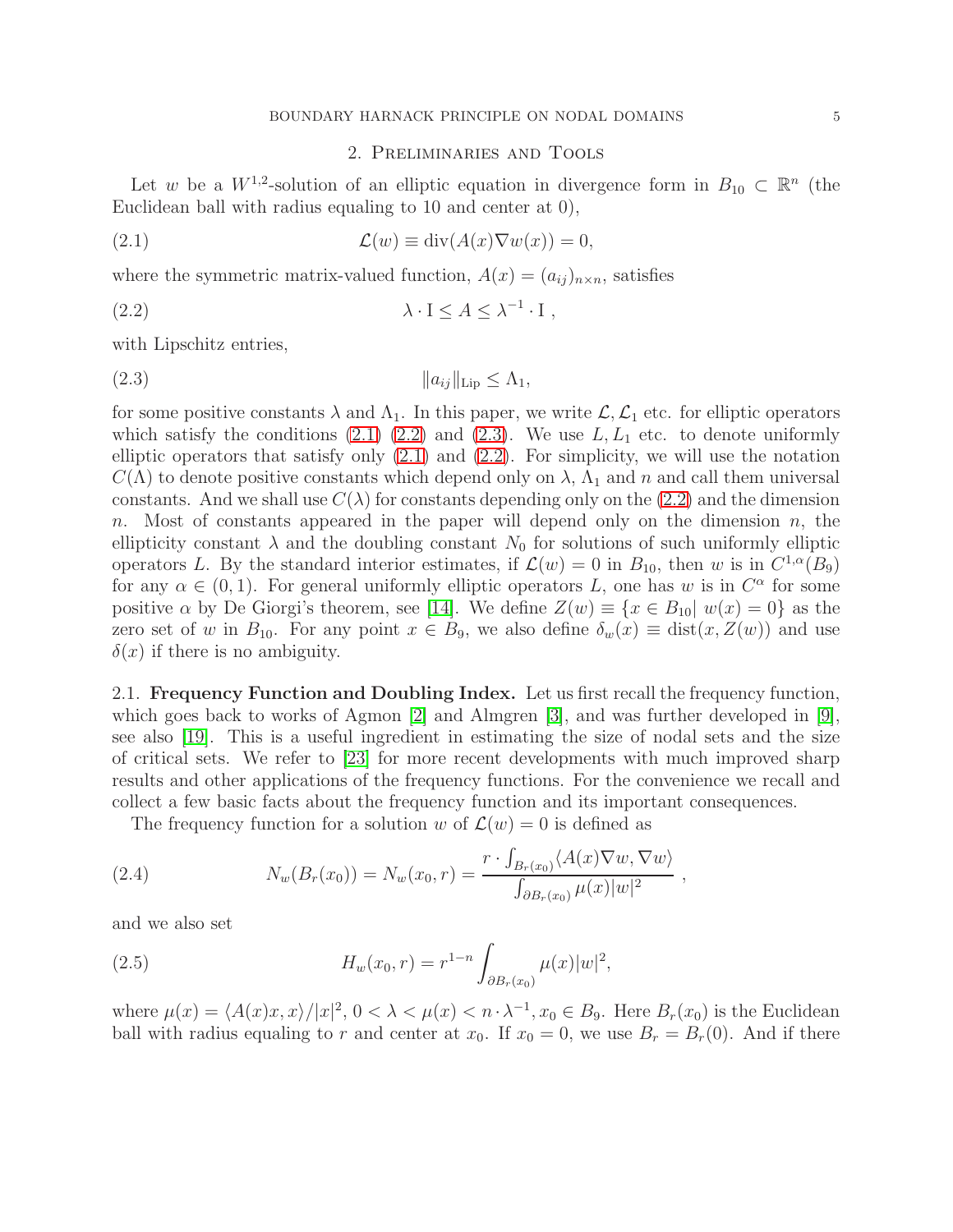## 2. Preliminaries and Tools

Let $w$ be a $W^{1,2}$-solution of an elliptic equation in divergence form in $B_{10} \subset \mathbb{R}^n$ (the Euclidean ball with radius equaling to 10 and center at 0),

$$\mathcal{L}(w) \equiv \operatorname{div}(A(x)\nabla w(x)) = 0, \tag{2.1}$$

where the symmetric matrix-valued function, $A(x) = (a_{ij})_{n\times n}$, satisfies

$$\lambda \cdot \mathrm{I} \leq A \leq \lambda^{-1} \cdot \mathrm{I}\ , \tag{2.2}$$

with Lipschitz entries,

$$\|a_{ij}\|_{\mathrm{Lip}} \leq \Lambda_1, \tag{2.3}$$

for some positive constants $\lambda$ and $\Lambda_1$. In this paper, we write $\mathcal{L}, \mathcal{L}_1$ etc. for elliptic operators which satisfy the conditions (2.1) (2.2) and (2.3). We use $L, L_1$ etc. to denote uniformly elliptic operators that satisfy only (2.1) and (2.2). For simplicity, we will use the notation $C(\Lambda)$ to denote positive constants which depend only on $\lambda$, $\Lambda_1$ and $n$ and call them universal constants. And we shall use $C(\lambda)$ for constants depending only on the (2.2) and the dimension $n$. Most of constants appeared in the paper will depend only on the dimension $n$, the ellipticity constant $\lambda$ and the doubling constant $N_0$ for solutions of such uniformly elliptic operators $L$. By the standard interior estimates, if $\mathcal{L}(w) = 0$ in $B_{10}$, then $w$ is in $C^{1,\alpha}(B_9)$ for any $\alpha \in (0,1)$. For general uniformly elliptic operators $L$, one has $w$ is in $C^\alpha$ for some positive $\alpha$ by De Giorgi's theorem, see [14]. We define $Z(w) \equiv \{x \in B_{10} |\ w(x) = 0\}$ as the zero set of $w$ in $B_{10}$. For any point $x \in B_9$, we also define $\delta_w(x) \equiv \operatorname{dist}(x, Z(w))$ and use $\delta(x)$ if there is no ambiguity.

### 2.1. Frequency Function and Doubling Index.

Let us first recall the frequency function, which goes back to works of Agmon [2] and Almgren [3], and was further developed in [9], see also [19]. This is a useful ingredient in estimating the size of nodal sets and the size of critical sets. We refer to [23] for more recent developments with much improved sharp results and other applications of the frequency functions. For the convenience we recall and collect a few basic facts about the frequency function and its important consequences.

The frequency function for a solution $w$ of $\mathcal{L}(w) = 0$ is defined as

$$N_w(B_r(x_0)) = N_w(x_0, r) = \frac{r \cdot \int_{B_r(x_0)} \langle A(x)\nabla w, \nabla w\rangle}{\int_{\partial B_r(x_0)} \mu(x)|w|^2}\ , \tag{2.4}$$

and we also set

$$H_w(x_0, r) = r^{1-n} \int_{\partial B_r(x_0)} \mu(x)|w|^2, \tag{2.5}$$

where $\mu(x) = \langle A(x)x, x\rangle / |x|^2$, $0 < \lambda < \mu(x) < n \cdot \lambda^{-1}$, $x_0 \in B_9$. Here $B_r(x_0)$ is the Euclidean ball with radius equaling to $r$ and center at $x_0$. If $x_0 = 0$, we use $B_r = B_r(0)$. And if there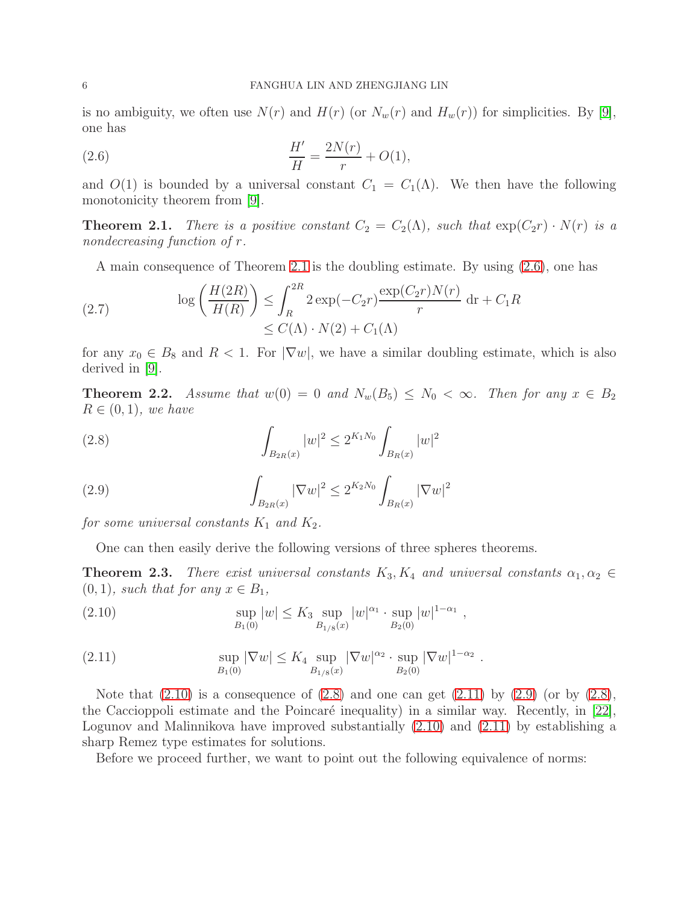is no ambiguity, we often use $N(r)$ and $H(r)$ (or $N_w(r)$ and $H_w(r)$) for simplicities. By [9], one has

$$\frac{H'}{H} = \frac{2N(r)}{r} + O(1), \tag{2.6}$$

and $O(1)$ is bounded by a universal constant $C_1 = C_1(\Lambda)$. We then have the following monotonicity theorem from [9].

**Theorem 2.1.** *There is a positive constant $C_2 = C_2(\Lambda)$, such that $\exp(C_2 r) \cdot N(r)$ is a nondecreasing function of $r$.*

A main consequence of Theorem 2.1 is the doubling estimate. By using (2.6), one has

$$\begin{aligned} \log\left(\frac{H(2R)}{H(R)}\right) &\leq \int_R^{2R} 2\exp(-C_2 r)\frac{\exp(C_2 r)N(r)}{r}\,\mathrm{d}r + C_1 R \\ &\leq C(\Lambda)\cdot N(2) + C_1(\Lambda) \end{aligned} \tag{2.7}$$

for any $x_0 \in B_8$ and $R < 1$. For $|\nabla w|$, we have a similar doubling estimate, which is also derived in [9].

**Theorem 2.2.** *Assume that $w(0) = 0$ and $N_w(B_5) \leq N_0 < \infty$. Then for any $x \in B_2$ $R \in (0,1)$, we have*

$$\int_{B_{2R}(x)} |w|^2 \leq 2^{K_1 N_0} \int_{B_R(x)} |w|^2 \tag{2.8}$$

$$\int_{B_{2R}(x)} |\nabla w|^2 \leq 2^{K_2 N_0} \int_{B_R(x)} |\nabla w|^2 \tag{2.9}$$

*for some universal constants $K_1$ and $K_2$.*

One can then easily derive the following versions of three spheres theorems.

**Theorem 2.3.** *There exist universal constants $K_3, K_4$ and universal constants $\alpha_1, \alpha_2 \in (0,1)$, such that for any $x \in B_1$,*

$$\sup_{B_1(0)} |w| \leq K_3 \sup_{B_{1/8}(x)} |w|^{\alpha_1} \cdot \sup_{B_2(0)} |w|^{1-\alpha_1}\,, \tag{2.10}$$

$$\sup_{B_1(0)} |\nabla w| \leq K_4 \sup_{B_{1/8}(x)} |\nabla w|^{\alpha_2} \cdot \sup_{B_2(0)} |\nabla w|^{1-\alpha_2}\,. \tag{2.11}$$

Note that (2.10) is a consequence of (2.8) and one can get (2.11) by (2.9) (or by (2.8), the Caccioppoli estimate and the Poincaré inequality) in a similar way. Recently, in [22], Logunov and Malinnikova have improved substantially (2.10) and (2.11) by establishing a sharp Remez type estimates for solutions.

Before we proceed further, we want to point out the following equivalence of norms: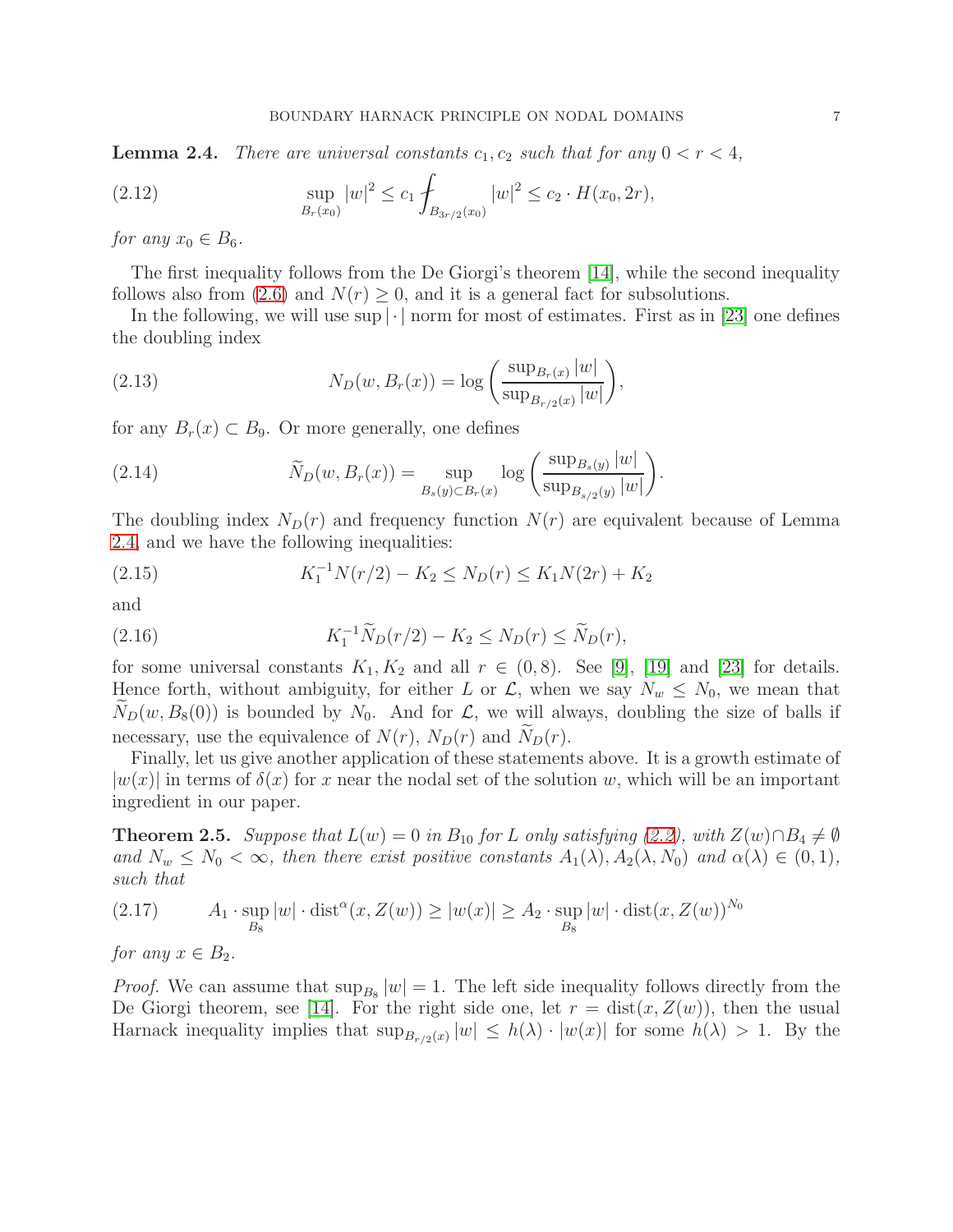**Lemma 2.4.** *There are universal constants $c_1, c_2$ such that for any $0 < r < 4$,*

$$\sup_{B_r(x_0)} |w|^2 \leq c_1 \fint_{B_{3r/2}(x_0)} |w|^2 \leq c_2 \cdot H(x_0, 2r), \tag{2.12}$$

*for any $x_0 \in B_6$.*

The first inequality follows from the De Giorgi's theorem [14], while the second inequality follows also from (2.6) and $N(r) \geq 0$, and it is a general fact for subsolutions.

In the following, we will use $\sup |\cdot|$ norm for most of estimates. First as in [23] one defines the doubling index

$$N_D(w, B_r(x)) = \log \left( \frac{\sup_{B_r(x)} |w|}{\sup_{B_{r/2}(x)} |w|} \right), \tag{2.13}$$

for any $B_r(x) \subset B_9$. Or more generally, one defines

$$\widetilde{N}_D(w, B_r(x)) = \sup_{B_s(y) \subset B_r(x)} \log \left( \frac{\sup_{B_s(y)} |w|}{\sup_{B_{s/2}(y)} |w|} \right). \tag{2.14}$$

The doubling index $N_D(r)$ and frequency function $N(r)$ are equivalent because of Lemma 2.4, and we have the following inequalities:

$$K_1^{-1} N(r/2) - K_2 \leq N_D(r) \leq K_1 N(2r) + K_2 \tag{2.15}$$

and

$$K_1^{-1} \widetilde{N}_D(r/2) - K_2 \leq N_D(r) \leq \widetilde{N}_D(r), \tag{2.16}$$

for some universal constants $K_1, K_2$ and all $r \in (0, 8)$. See [9], [19] and [23] for details. Hence forth, without ambiguity, for either $L$ or $\mathcal{L}$, when we say $N_w \leq N_0$, we mean that $\widetilde{N}_D(w, B_8(0))$ is bounded by $N_0$. And for $\mathcal{L}$, we will always, doubling the size of balls if necessary, use the equivalence of $N(r)$, $N_D(r)$ and $\widetilde{N}_D(r)$.

Finally, let us give another application of these statements above. It is a growth estimate of $|w(x)|$ in terms of $\delta(x)$ for $x$ near the nodal set of the solution $w$, which will be an important ingredient in our paper.

**Theorem 2.5.** *Suppose that $L(w) = 0$ in $B_{10}$ for $L$ only satisfying (2.2), with $Z(w) \cap B_4 \neq \emptyset$ and $N_w \leq N_0 < \infty$, then there exist positive constants $A_1(\lambda), A_2(\lambda, N_0)$ and $\alpha(\lambda) \in (0, 1)$, such that*

$$A_1 \cdot \sup_{B_8} |w| \cdot \operatorname{dist}^{\alpha}(x, Z(w)) \geq |w(x)| \geq A_2 \cdot \sup_{B_8} |w| \cdot \operatorname{dist}(x, Z(w))^{N_0} \tag{2.17}$$

*for any $x \in B_2$.*

*Proof.* We can assume that $\sup_{B_8} |w| = 1$. The left side inequality follows directly from the De Giorgi theorem, see [14]. For the right side one, let $r = \operatorname{dist}(x, Z(w))$, then the usual Harnack inequality implies that $\sup_{B_{r/2}(x)} |w| \leq h(\lambda) \cdot |w(x)|$ for some $h(\lambda) > 1$. By the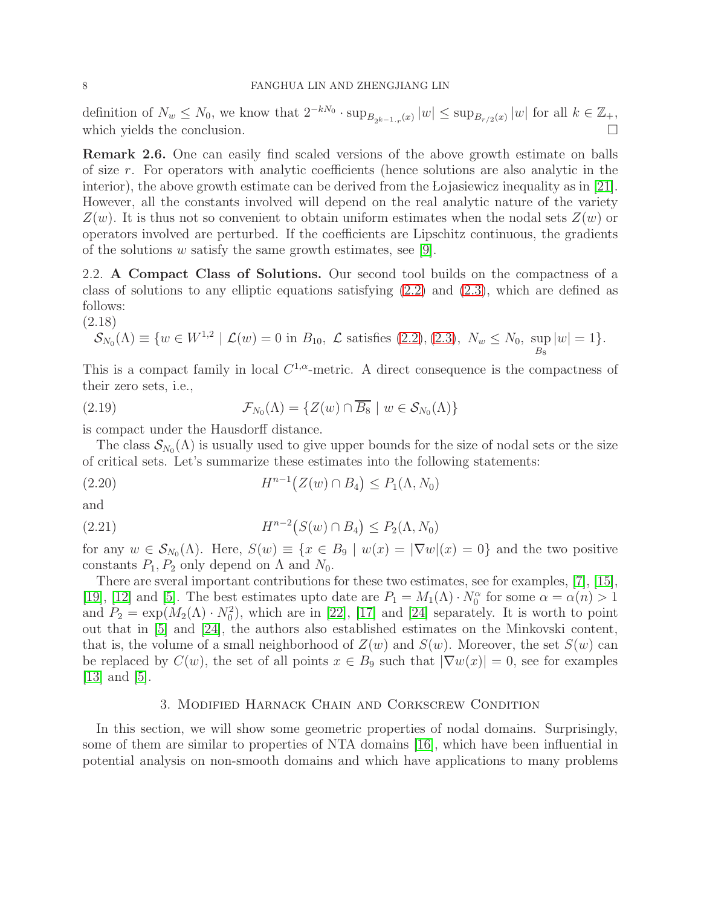definition of $N_w \le N_0$, we know that $2^{-kN_0} \cdot \sup_{B_{2^{k-1} \cdot r}(x)} |w| \le \sup_{B_{r/2}(x)} |w|$ for all $k \in \mathbb{Z}_+$, which yields the conclusion. $\square$

**Remark 2.6.** One can easily find scaled versions of the above growth estimate on balls of size $r$. For operators with analytic coefficients (hence solutions are also analytic in the interior), the above growth estimate can be derived from the Łojasiewicz inequality as in [21]. However, all the constants involved will depend on the real analytic nature of the variety $Z(w)$. It is thus not so convenient to obtain uniform estimates when the nodal sets $Z(w)$ or operators involved are perturbed. If the coefficients are Lipschitz continuous, the gradients of the solutions $w$ satisfy the same growth estimates, see [9].

2.2. **A Compact Class of Solutions.** Our second tool builds on the compactness of a class of solutions to any elliptic equations satisfying (2.2) and (2.3), which are defined as follows:

$$\mathcal{S}_{N_0}(\Lambda) \equiv \{w \in W^{1,2} \mid \mathcal{L}(w) = 0 \text{ in } B_{10},\ \mathcal{L} \text{ satisfies (2.2), (2.3)},\ N_w \le N_0,\ \sup_{B_8} |w| = 1\}. \tag{2.18}$$

This is a compact family in local $C^{1,\alpha}$-metric. A direct consequence is the compactness of their zero sets, i.e.,

$$\mathcal{F}_{N_0}(\Lambda) = \{Z(w) \cap \overline{B_8} \mid w \in \mathcal{S}_{N_0}(\Lambda)\} \tag{2.19}$$

is compact under the Hausdorff distance.

The class $\mathcal{S}_{N_0}(\Lambda)$ is usually used to give upper bounds for the size of nodal sets or the size of critical sets. Let's summarize these estimates into the following statements:

$$H^{n-1}\big(Z(w) \cap B_4\big) \le P_1(\Lambda, N_0) \tag{2.20}$$

and

$$H^{n-2}\big(S(w) \cap B_4\big) \le P_2(\Lambda, N_0) \tag{2.21}$$

for any $w \in \mathcal{S}_{N_0}(\Lambda)$. Here, $S(w) \equiv \{x \in B_9 \mid w(x) = |\nabla w|(x) = 0\}$ and the two positive constants $P_1, P_2$ only depend on $\Lambda$ and $N_0$.

There are sveral important contributions for these two estimates, see for examples, [7], [15], [19], [12] and [5]. The best estimates upto date are $P_1 = M_1(\Lambda) \cdot N_0^{\alpha}$ for some $\alpha = \alpha(n) > 1$ and $P_2 = \exp(M_2(\Lambda) \cdot N_0^2)$, which are in [22], [17] and [24] separately. It is worth to point out that in [5] and [24], the authors also established estimates on the Minkovski content, that is, the volume of a small neighborhood of $Z(w)$ and $S(w)$. Moreover, the set $S(w)$ can be replaced by $C(w)$, the set of all points $x \in B_9$ such that $|\nabla w(x)| = 0$, see for examples [13] and [5].

## 3. Modified Harnack Chain and Corkscrew Condition

In this section, we will show some geometric properties of nodal domains. Surprisingly, some of them are similar to properties of NTA domains [16], which have been influential in potential analysis on non-smooth domains and which have applications to many problems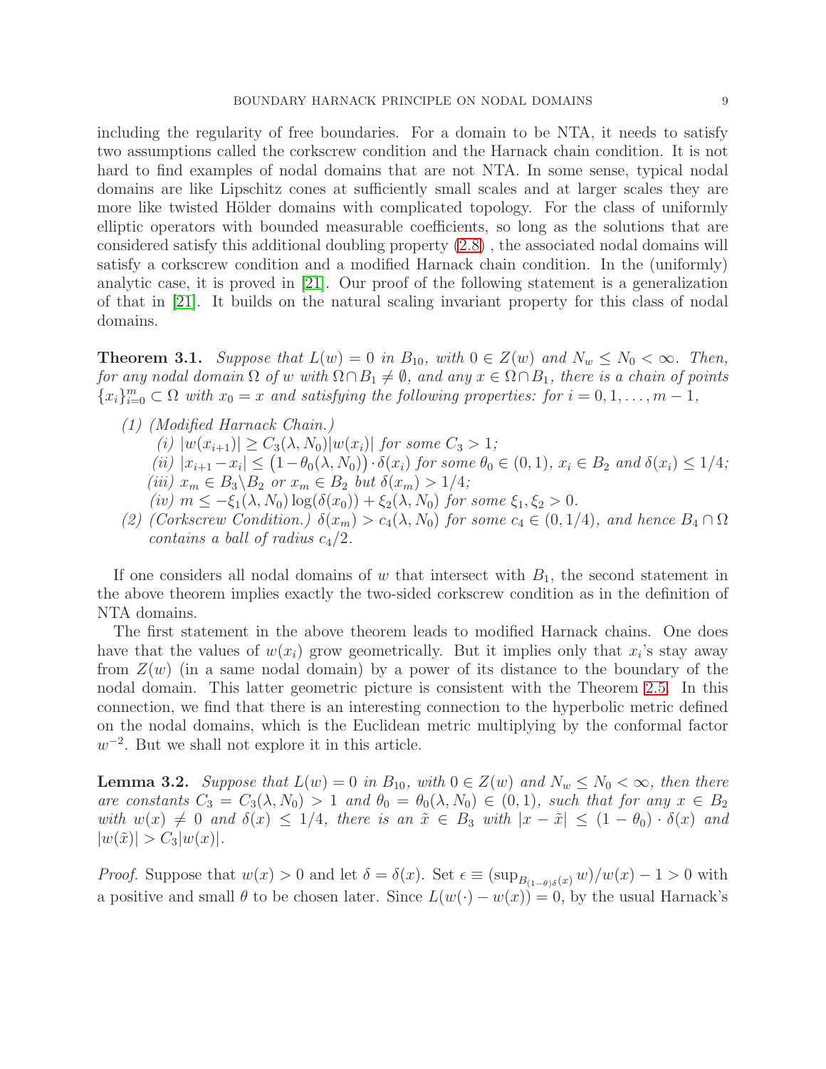including the regularity of free boundaries. For a domain to be NTA, it needs to satisfy two assumptions called the corkscrew condition and the Harnack chain condition. It is not hard to find examples of nodal domains that are not NTA. In some sense, typical nodal domains are like Lipschitz cones at sufficiently small scales and at larger scales they are more like twisted Hölder domains with complicated topology. For the class of uniformly elliptic operators with bounded measurable coefficients, so long as the solutions that are considered satisfy this additional doubling property (2.8) , the associated nodal domains will satisfy a corkscrew condition and a modified Harnack chain condition. In the (uniformly) analytic case, it is proved in [21]. Our proof of the following statement is a generalization of that in [21]. It builds on the natural scaling invariant property for this class of nodal domains.

**Theorem 3.1.** *Suppose that $L(w) = 0$ in $B_{10}$, with $0 \in Z(w)$ and $N_w \le N_0 < \infty$. Then, for any nodal domain $\Omega$ of $w$ with $\Omega \cap B_1 \ne \emptyset$, and any $x \in \Omega \cap B_1$, there is a chain of points $\{x_i\}_{i=0}^m \subset \Omega$ with $x_0 = x$ and satisfying the following properties: for $i = 0, 1, \ldots, m-1$,*

- *(1) (Modified Harnack Chain.)*
  - *(i) $|w(x_{i+1})| \ge C_3(\lambda, N_0)|w(x_i)|$ for some $C_3 > 1$;*
  - *(ii) $|x_{i+1} - x_i| \le \big(1 - \theta_0(\lambda, N_0)\big) \cdot \delta(x_i)$ for some $\theta_0 \in (0,1)$, $x_i \in B_2$ and $\delta(x_i) \le 1/4$;*
  - *(iii) $x_m \in B_3 \backslash B_2$ or $x_m \in B_2$ but $\delta(x_m) > 1/4$;*
  - *(iv) $m \le -\xi_1(\lambda, N_0) \log(\delta(x_0)) + \xi_2(\lambda, N_0)$ for some $\xi_1, \xi_2 > 0$.*
- *(2) (Corkscrew Condition.) $\delta(x_m) > c_4(\lambda, N_0)$ for some $c_4 \in (0, 1/4)$, and hence $B_4 \cap \Omega$ contains a ball of radius $c_4/2$.*

If one considers all nodal domains of $w$ that intersect with $B_1$, the second statement in the above theorem implies exactly the two-sided corkscrew condition as in the definition of NTA domains.

The first statement in the above theorem leads to modified Harnack chains. One does have that the values of $w(x_i)$ grow geometrically. But it implies only that $x_i$'s stay away from $Z(w)$ (in a same nodal domain) by a power of its distance to the boundary of the nodal domain. This latter geometric picture is consistent with the Theorem 2.5. In this connection, we find that there is an interesting connection to the hyperbolic metric defined on the nodal domains, which is the Euclidean metric multiplying by the conformal factor $w^{-2}$. But we shall not explore it in this article.

**Lemma 3.2.** *Suppose that $L(w) = 0$ in $B_{10}$, with $0 \in Z(w)$ and $N_w \le N_0 < \infty$, then there are constants $C_3 = C_3(\lambda, N_0) > 1$ and $\theta_0 = \theta_0(\lambda, N_0) \in (0,1)$, such that for any $x \in B_2$ with $w(x) \ne 0$ and $\delta(x) \le 1/4$, there is an $\tilde{x} \in B_3$ with $|x - \tilde{x}| \le (1 - \theta_0) \cdot \delta(x)$ and $|w(\tilde{x})| > C_3|w(x)|$.*

*Proof.* Suppose that $w(x) > 0$ and let $\delta = \delta(x)$. Set $\epsilon \equiv (\sup_{B_{(1-\theta)\delta}(x)} w)/w(x) - 1 > 0$ with a positive and small $\theta$ to be chosen later. Since $L(w(\cdot) - w(x)) = 0$, by the usual Harnack's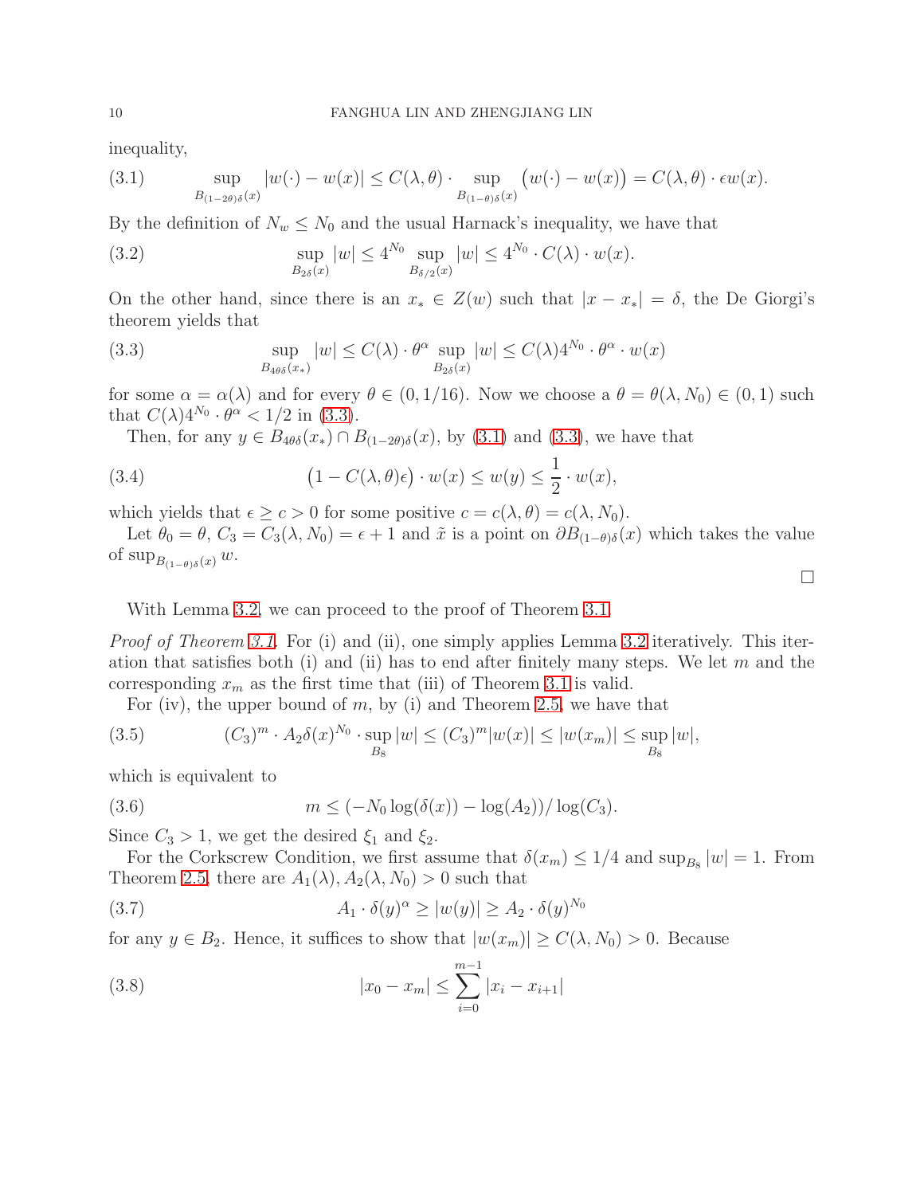inequality,

$$\sup_{B_{(1-2\theta)\delta}(x)} |w(\cdot) - w(x)| \le C(\lambda,\theta) \cdot \sup_{B_{(1-\theta)\delta}(x)} \big(w(\cdot) - w(x)\big) = C(\lambda,\theta) \cdot \epsilon w(x). \tag{3.1}$$

By the definition of $N_w \le N_0$ and the usual Harnack's inequality, we have that

$$\sup_{B_{2\delta}(x)} |w| \le 4^{N_0} \sup_{B_{\delta/2}(x)} |w| \le 4^{N_0} \cdot C(\lambda) \cdot w(x). \tag{3.2}$$

On the other hand, since there is an $x_* \in Z(w)$ such that $|x - x_*| = \delta$, the De Giorgi's theorem yields that

$$\sup_{B_{4\theta\delta}(x_*)} |w| \le C(\lambda) \cdot \theta^\alpha \sup_{B_{2\delta}(x)} |w| \le C(\lambda) 4^{N_0} \cdot \theta^\alpha \cdot w(x) \tag{3.3}$$

for some $\alpha = \alpha(\lambda)$ and for every $\theta \in (0, 1/16)$. Now we choose a $\theta = \theta(\lambda, N_0) \in (0,1)$ such that $C(\lambda)4^{N_0} \cdot \theta^\alpha < 1/2$ in (3.3).

Then, for any $y \in B_{4\theta\delta}(x_*) \cap B_{(1-2\theta)\delta}(x)$, by (3.1) and (3.3), we have that

$$\big(1 - C(\lambda,\theta)\epsilon\big) \cdot w(x) \le w(y) \le \frac{1}{2} \cdot w(x), \tag{3.4}$$

which yields that $\epsilon \ge c > 0$ for some positive $c = c(\lambda,\theta) = c(\lambda, N_0)$.

Let $\theta_0 = \theta$, $C_3 = C_3(\lambda, N_0) = \epsilon + 1$ and $\tilde{x}$ is a point on $\partial B_{(1-\theta)\delta}(x)$ which takes the value of $\sup_{B_{(1-\theta)\delta}(x)} w$.

□

With Lemma 3.2, we can proceed to the proof of Theorem 3.1.

*Proof of Theorem 3.1.* For (i) and (ii), one simply applies Lemma 3.2 iteratively. This iteration that satisfies both (i) and (ii) has to end after finitely many steps. We let $m$ and the corresponding $x_m$ as the first time that (iii) of Theorem 3.1 is valid.

For (iv), the upper bound of $m$, by (i) and Theorem 2.5, we have that

$$(C_3)^m \cdot A_2 \delta(x)^{N_0} \cdot \sup_{B_8} |w| \le (C_3)^m |w(x)| \le |w(x_m)| \le \sup_{B_8} |w|, \tag{3.5}$$

which is equivalent to

$$m \le (-N_0 \log(\delta(x)) - \log(A_2)) / \log(C_3). \tag{3.6}$$

Since $C_3 > 1$, we get the desired $\xi_1$ and $\xi_2$.

For the Corkscrew Condition, we first assume that $\delta(x_m) \le 1/4$ and $\sup_{B_8} |w| = 1$. From Theorem 2.5, there are $A_1(\lambda), A_2(\lambda, N_0) > 0$ such that

$$A_1 \cdot \delta(y)^\alpha \ge |w(y)| \ge A_2 \cdot \delta(y)^{N_0} \tag{3.7}$$

for any $y \in B_2$. Hence, it suffices to show that $|w(x_m)| \ge C(\lambda, N_0) > 0$. Because

$$|x_0 - x_m| \le \sum_{i=0}^{m-1} |x_i - x_{i+1}| \tag{3.8}$$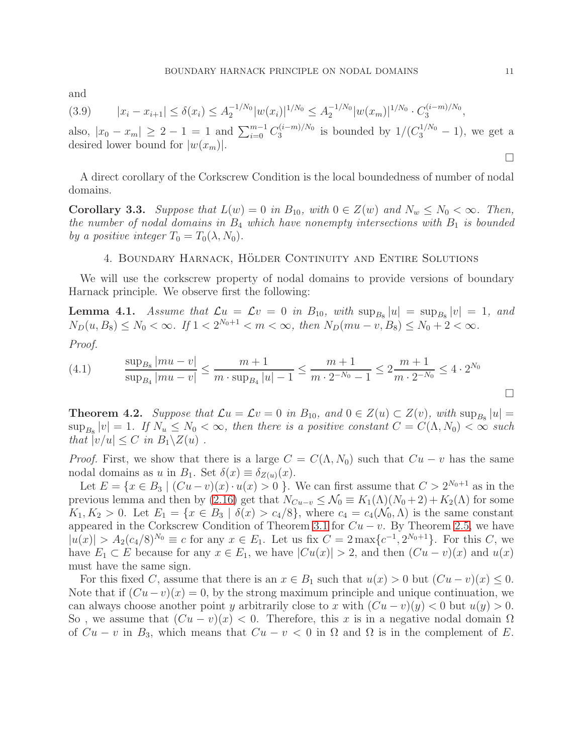and

$$
(3.9) \qquad |x_i - x_{i+1}| \le \delta(x_i) \le A_2^{-1/N_0}|w(x_i)|^{1/N_0} \le A_2^{-1/N_0}|w(x_m)|^{1/N_0} \cdot C_3^{(i-m)/N_0},
$$

also, $|x_0 - x_m| \ge 2 - 1 = 1$ and $\sum_{i=0}^{m-1} C_3^{(i-m)/N_0}$ is bounded by $1/(C_3^{1/N_0} - 1)$, we get a desired lower bound for $|w(x_m)|$.

□

A direct corollary of the Corkscrew Condition is the local boundedness of number of nodal domains.

**Corollary 3.3.** *Suppose that $L(w) = 0$ in $B_{10}$, with $0 \in Z(w)$ and $N_w \le N_0 < \infty$. Then, the number of nodal domains in $B_4$ which have nonempty intersections with $B_1$ is bounded by a positive integer $T_0 = T_0(\lambda, N_0)$.*

## 4. Boundary Harnack, Hölder Continuity and Entire Solutions

We will use the corkscrew property of nodal domains to provide versions of boundary Harnack principle. We observe first the following:

**Lemma 4.1.** *Assume that $\mathcal{L}u = \mathcal{L}v = 0$ in $B_{10}$, with $\sup_{B_8}|u| = \sup_{B_8}|v| = 1$, and $N_D(u, B_8) \le N_0 < \infty$. If $1 < 2^{N_0+1} < m < \infty$, then $N_D(mu - v, B_8) \le N_0 + 2 < \infty$.*

*Proof.*

$$
(4.1) \qquad \frac{\sup_{B_8}|mu - v|}{\sup_{B_4}|mu - v|} \le \frac{m+1}{m \cdot \sup_{B_4}|u| - 1} \le \frac{m+1}{m \cdot 2^{-N_0} - 1} \le 2\frac{m+1}{m \cdot 2^{-N_0}} \le 4 \cdot 2^{N_0}
$$

□

**Theorem 4.2.** *Suppose that $\mathcal{L}u = \mathcal{L}v = 0$ in $B_{10}$, and $0 \in Z(u) \subset Z(v)$, with $\sup_{B_8}|u| = \sup_{B_8}|v| = 1$. If $N_u \le N_0 < \infty$, then there is a positive constant $C = C(\Lambda, N_0) < \infty$ such that $|v/u| \le C$ in $B_1 \backslash Z(u)$ .*

*Proof.* First, we show that there is a large $C = C(\Lambda, N_0)$ such that $Cu - v$ has the same nodal domains as $u$ in $B_1$. Set $\delta(x) \equiv \delta_{Z(u)}(x)$.

Let $E = \{x \in B_3 \mid (Cu - v)(x) \cdot u(x) > 0\}$. We can first assume that $C > 2^{N_0+1}$ as in the previous lemma and then by (2.16) get that $N_{Cu-v} \le \mathcal{N}_0 \equiv K_1(\Lambda)(N_0+2) + K_2(\Lambda)$ for some $K_1, K_2 > 0$. Let $E_1 = \{x \in B_3 \mid \delta(x) > c_4/8\}$, where $c_4 = c_4(\mathcal{N}_0, \Lambda)$ is the same constant appeared in the Corkscrew Condition of Theorem 3.1 for $Cu - v$. By Theorem 2.5, we have $|u(x)| > A_2(c_4/8)^{N_0} \equiv c$ for any $x \in E_1$. Let us fix $C = 2\max\{c^{-1}, 2^{N_0+1}\}$. For this $C$, we have $E_1 \subset E$ because for any $x \in E_1$, we have $|Cu(x)| > 2$, and then $(Cu - v)(x)$ and $u(x)$ must have the same sign.

For this fixed $C$, assume that there is an $x \in B_1$ such that $u(x) > 0$ but $(Cu - v)(x) \le 0$. Note that if $(Cu - v)(x) = 0$, by the strong maximum principle and unique continuation, we can always choose another point $y$ arbitrarily close to $x$ with $(Cu - v)(y) < 0$ but $u(y) > 0$. So , we assume that $(Cu - v)(x) < 0$. Therefore, this $x$ is in a negative nodal domain $\Omega$ of $Cu - v$ in $B_3$, which means that $Cu - v < 0$ in $\Omega$ and $\Omega$ is in the complement of $E$.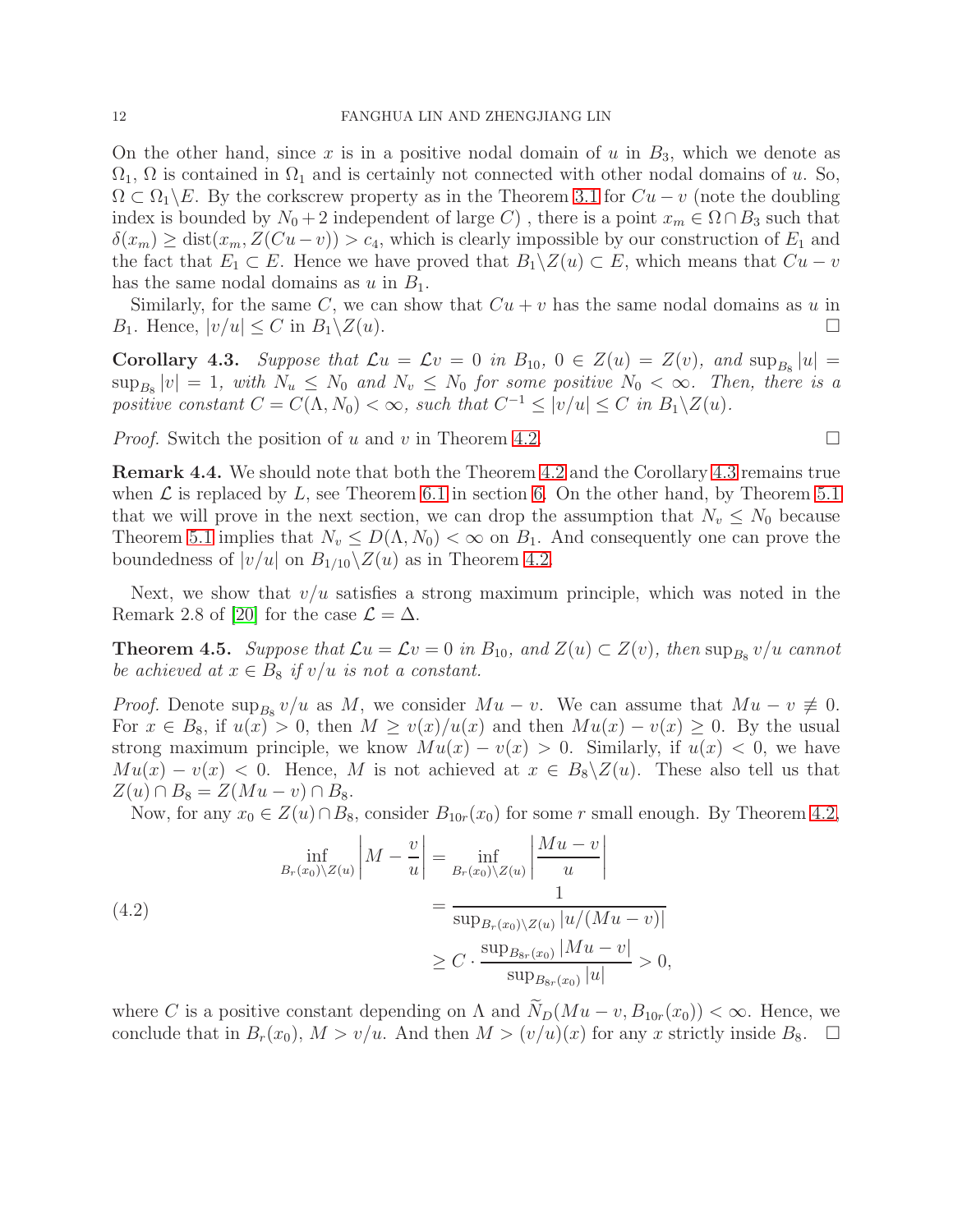On the other hand, since $x$ is in a positive nodal domain of $u$ in $B_3$, which we denote as $\Omega_1$, $\Omega$ is contained in $\Omega_1$ and is certainly not connected with other nodal domains of $u$. So, $\Omega \subset \Omega_1 \backslash E$. By the corkscrew property as in the Theorem 3.1 for $Cu - v$ (note the doubling index is bounded by $N_0 + 2$ independent of large $C$) , there is a point $x_m \in \Omega \cap B_3$ such that $\delta(x_m) \geq \mathrm{dist}(x_m, Z(Cu-v)) > c_4$, which is clearly impossible by our construction of $E_1$ and the fact that $E_1 \subset E$. Hence we have proved that $B_1 \backslash Z(u) \subset E$, which means that $Cu - v$ has the same nodal domains as $u$ in $B_1$.

Similarly, for the same $C$, we can show that $Cu + v$ has the same nodal domains as $u$ in $B_1$. Hence, $|v/u| \leq C$ in $B_1 \backslash Z(u)$. □

**Corollary 4.3.** *Suppose that $\mathcal{L}u = \mathcal{L}v = 0$ in $B_{10}$, $0 \in Z(u) = Z(v)$, and $\sup_{B_8} |u| = \sup_{B_8} |v| = 1$, with $N_u \leq N_0$ and $N_v \leq N_0$ for some positive $N_0 < \infty$. Then, there is a positive constant $C = C(\Lambda, N_0) < \infty$, such that $C^{-1} \leq |v/u| \leq C$ in $B_1 \backslash Z(u)$.*

*Proof.* Switch the position of $u$ and $v$ in Theorem 4.2. □

**Remark 4.4.** We should note that both the Theorem 4.2 and the Corollary 4.3 remains true when $\mathcal{L}$ is replaced by $L$, see Theorem 6.1 in section 6. On the other hand, by Theorem 5.1 that we will prove in the next section, we can drop the assumption that $N_v \leq N_0$ because Theorem 5.1 implies that $N_v \leq D(\Lambda, N_0) < \infty$ on $B_1$. And consequently one can prove the boundedness of $|v/u|$ on $B_{1/10} \backslash Z(u)$ as in Theorem 4.2.

Next, we show that $v/u$ satisfies a strong maximum principle, which was noted in the Remark 2.8 of [20] for the case $\mathcal{L} = \Delta$.

**Theorem 4.5.** *Suppose that $\mathcal{L}u = \mathcal{L}v = 0$ in $B_{10}$, and $Z(u) \subset Z(v)$, then $\sup_{B_8} v/u$ cannot be achieved at $x \in B_8$ if $v/u$ is not a constant.*

*Proof.* Denote $\sup_{B_8} v/u$ as $M$, we consider $Mu - v$. We can assume that $Mu - v \not\equiv 0$. For $x \in B_8$, if $u(x) > 0$, then $M \geq v(x)/u(x)$ and then $Mu(x) - v(x) \geq 0$. By the usual strong maximum principle, we know $Mu(x) - v(x) > 0$. Similarly, if $u(x) < 0$, we have $Mu(x) - v(x) < 0$. Hence, $M$ is not achieved at $x \in B_8 \backslash Z(u)$. These also tell us that $Z(u) \cap B_8 = Z(Mu - v) \cap B_8$.

Now, for any $x_0 \in Z(u) \cap B_8$, consider $B_{10r}(x_0)$ for some $r$ small enough. By Theorem 4.2,

$$
\begin{aligned}
\inf_{B_r(x_0)\backslash Z(u)} \left| M - \frac{v}{u} \right| &= \inf_{B_r(x_0)\backslash Z(u)} \left| \frac{Mu - v}{u} \right| \\
&= \frac{1}{\sup_{B_r(x_0)\backslash Z(u)} |u/(Mu-v)|} \\
&\geq C \cdot \frac{\sup_{B_{8r}(x_0)} |Mu - v|}{\sup_{B_{8r}(x_0)} |u|} > 0,
\end{aligned} \tag{4.2}
$$

where $C$ is a positive constant depending on $\Lambda$ and $\widetilde{N}_D(Mu - v, B_{10r}(x_0)) < \infty$. Hence, we conclude that in $B_r(x_0)$, $M > v/u$. And then $M > (v/u)(x)$ for any $x$ strictly inside $B_8$. □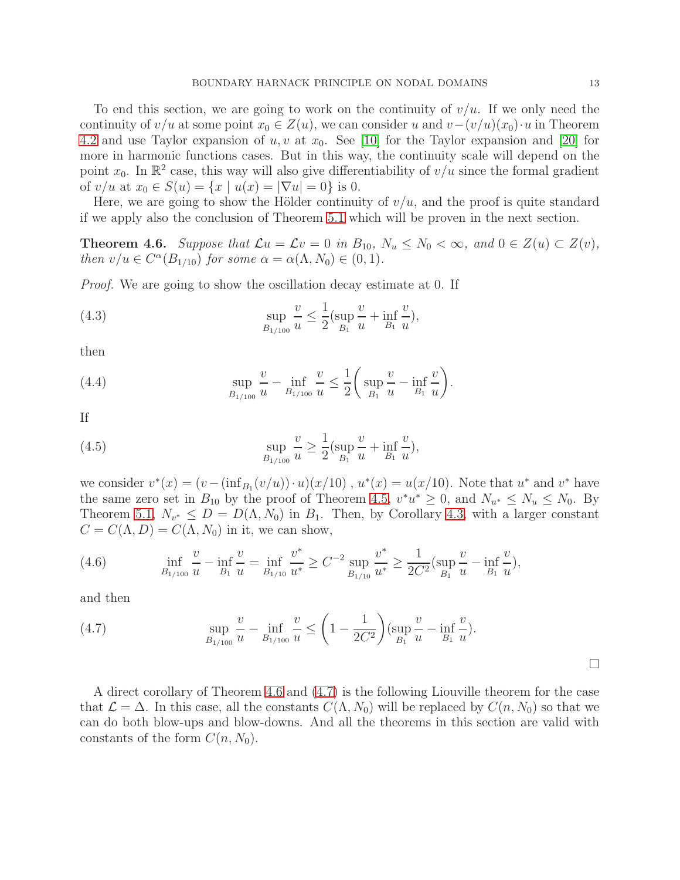To end this section, we are going to work on the continuity of $v/u$. If we only need the continuity of $v/u$ at some point $x_0 \in Z(u)$, we can consider $u$ and $v-(v/u)(x_0)\cdot u$ in Theorem 4.2 and use Taylor expansion of $u, v$ at $x_0$. See [10] for the Taylor expansion and [20] for more in harmonic functions cases. But in this way, the continuity scale will depend on the point $x_0$. In $\mathbb{R}^2$ case, this way will also give differentiability of $v/u$ since the formal gradient of $v/u$ at $x_0 \in S(u) = \{x \mid u(x) = |\nabla u| = 0\}$ is 0.

Here, we are going to show the Hölder continuity of $v/u$, and the proof is quite standard if we apply also the conclusion of Theorem 5.1 which will be proven in the next section.

**Theorem 4.6.** *Suppose that $\mathcal{L}u = \mathcal{L}v = 0$ in $B_{10}$, $N_u \leq N_0 < \infty$, and $0 \in Z(u) \subset Z(v)$, then $v/u \in C^{\alpha}(B_{1/10})$ for some $\alpha = \alpha(\Lambda, N_0) \in (0,1)$.*

*Proof.* We are going to show the oscillation decay estimate at 0. If

$$\sup_{B_{1/100}} \frac{v}{u} \leq \frac{1}{2}(\sup_{B_1} \frac{v}{u} + \inf_{B_1} \frac{v}{u}), \tag{4.3}$$

then

$$\sup_{B_{1/100}} \frac{v}{u} - \inf_{B_{1/100}} \frac{v}{u} \leq \frac{1}{2}\bigg(\sup_{B_1} \frac{v}{u} - \inf_{B_1} \frac{v}{u}\bigg). \tag{4.4}$$

If

$$\sup_{B_{1/100}} \frac{v}{u} \geq \frac{1}{2}(\sup_{B_1} \frac{v}{u} + \inf_{B_1} \frac{v}{u}), \tag{4.5}$$

we consider $v^*(x) = (v - (\inf_{B_1}(v/u)) \cdot u)(x/10)$ , $u^*(x) = u(x/10)$. Note that $u^*$ and $v^*$ have the same zero set in $B_{10}$ by the proof of Theorem 4.5, $v^* u^* \geq 0$, and $N_{u^*} \leq N_u \leq N_0$. By Theorem 5.1, $N_{v^*} \leq D = D(\Lambda, N_0)$ in $B_1$. Then, by Corollary 4.3, with a larger constant $C = C(\Lambda, D) = C(\Lambda, N_0)$ in it, we can show,

$$\inf_{B_{1/100}} \frac{v}{u} - \inf_{B_1} \frac{v}{u} = \inf_{B_{1/10}} \frac{v^*}{u^*} \geq C^{-2} \sup_{B_{1/10}} \frac{v^*}{u^*} \geq \frac{1}{2C^2}(\sup_{B_1} \frac{v}{u} - \inf_{B_1} \frac{v}{u}), \tag{4.6}$$

and then

$$\sup_{B_{1/100}} \frac{v}{u} - \inf_{B_{1/100}} \frac{v}{u} \leq \bigg(1 - \frac{1}{2C^2}\bigg)(\sup_{B_1} \frac{v}{u} - \inf_{B_1} \frac{v}{u}). \tag{4.7}$$

$\square$

A direct corollary of Theorem 4.6 and (4.7) is the following Liouville theorem for the case that $\mathcal{L} = \Delta$. In this case, all the constants $C(\Lambda, N_0)$ will be replaced by $C(n, N_0)$ so that we can do both blow-ups and blow-downs. And all the theorems in this section are valid with constants of the form $C(n, N_0)$.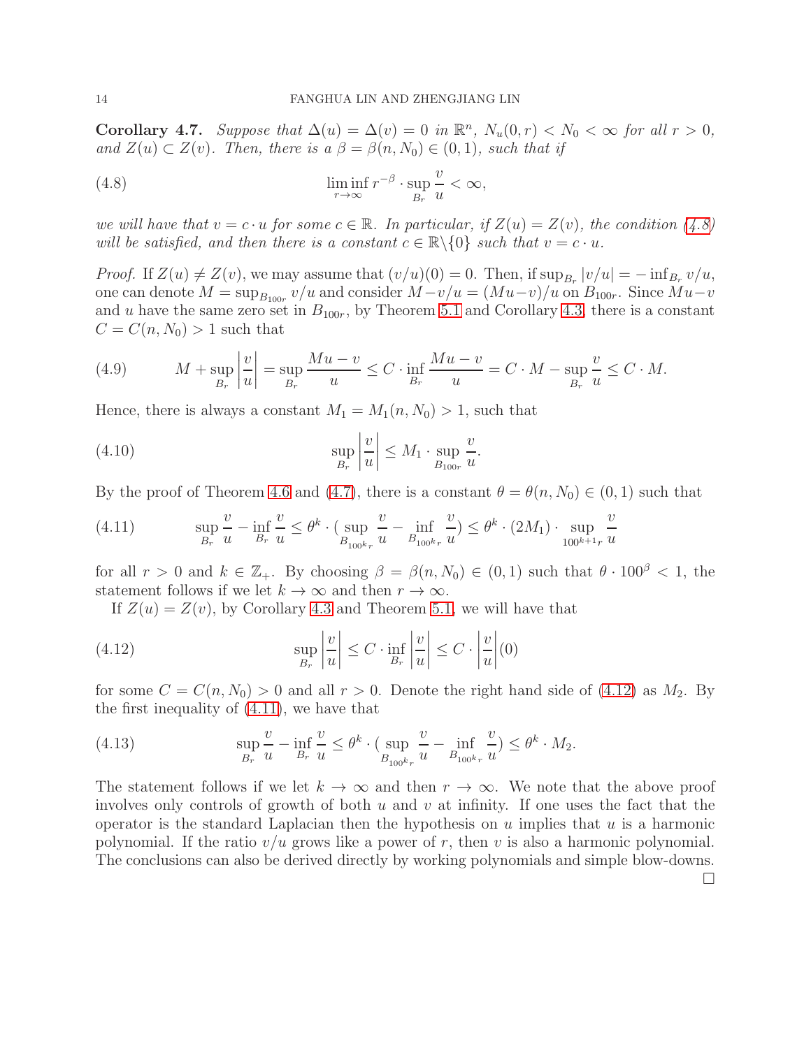**Corollary 4.7.** *Suppose that $\Delta(u) = \Delta(v) = 0$ in $\mathbb{R}^n$, $N_u(0,r) < N_0 < \infty$ for all $r > 0$, and $Z(u) \subset Z(v)$. Then, there is a $\beta = \beta(n, N_0) \in (0,1)$, such that if*

$$\liminf_{r\to\infty} r^{-\beta} \cdot \sup_{B_r} \frac{v}{u} < \infty, \tag{4.8}$$

*we will have that $v = c \cdot u$ for some $c \in \mathbb{R}$. In particular, if $Z(u) = Z(v)$, the condition (4.8) will be satisfied, and then there is a constant $c \in \mathbb{R}\backslash\{0\}$ such that $v = c \cdot u$.*

*Proof.* If $Z(u) \neq Z(v)$, we may assume that $(v/u)(0) = 0$. Then, if $\sup_{B_r} |v/u| = -\inf_{B_r} v/u$, one can denote $M = \sup_{B_{100r}} v/u$ and consider $M - v/u = (Mu - v)/u$ on $B_{100r}$. Since $Mu - v$ and $u$ have the same zero set in $B_{100r}$, by Theorem 5.1 and Corollary 4.3, there is a constant $C = C(n, N_0) > 1$ such that

$$M + \sup_{B_r} \left|\frac{v}{u}\right| = \sup_{B_r} \frac{Mu - v}{u} \leq C \cdot \inf_{B_r} \frac{Mu - v}{u} = C \cdot M - \sup_{B_r} \frac{v}{u} \leq C \cdot M. \tag{4.9}$$

Hence, there is always a constant $M_1 = M_1(n, N_0) > 1$, such that

$$\sup_{B_r} \left|\frac{v}{u}\right| \leq M_1 \cdot \sup_{B_{100r}} \frac{v}{u}. \tag{4.10}$$

By the proof of Theorem 4.6 and (4.7), there is a constant $\theta = \theta(n, N_0) \in (0,1)$ such that

$$\sup_{B_r} \frac{v}{u} - \inf_{B_r} \frac{v}{u} \leq \theta^k \cdot (\sup_{B_{100^k r}} \frac{v}{u} - \inf_{B_{100^k r}} \frac{v}{u}) \leq \theta^k \cdot (2M_1) \cdot \sup_{100^{k+1} r} \frac{v}{u} \tag{4.11}$$

for all $r > 0$ and $k \in \mathbb{Z}_+$. By choosing $\beta = \beta(n, N_0) \in (0,1)$ such that $\theta \cdot 100^\beta < 1$, the statement follows if we let $k \to \infty$ and then $r \to \infty$.

If $Z(u) = Z(v)$, by Corollary 4.3 and Theorem 5.1, we will have that

$$\sup_{B_r} \left|\frac{v}{u}\right| \leq C \cdot \inf_{B_r} \left|\frac{v}{u}\right| \leq C \cdot \left|\frac{v}{u}\right|(0) \tag{4.12}$$

for some $C = C(n, N_0) > 0$ and all $r > 0$. Denote the right hand side of (4.12) as $M_2$. By the first inequality of (4.11), we have that

$$\sup_{B_r} \frac{v}{u} - \inf_{B_r} \frac{v}{u} \leq \theta^k \cdot (\sup_{B_{100^k r}} \frac{v}{u} - \inf_{B_{100^k r}} \frac{v}{u}) \leq \theta^k \cdot M_2. \tag{4.13}$$

The statement follows if we let $k \to \infty$ and then $r \to \infty$. We note that the above proof involves only controls of growth of both $u$ and $v$ at infinity. If one uses the fact that the operator is the standard Laplacian then the hypothesis on $u$ implies that $u$ is a harmonic polynomial. If the ratio $v/u$ grows like a power of $r$, then $v$ is also a harmonic polynomial. The conclusions can also be derived directly by working polynomials and simple blow-downs. □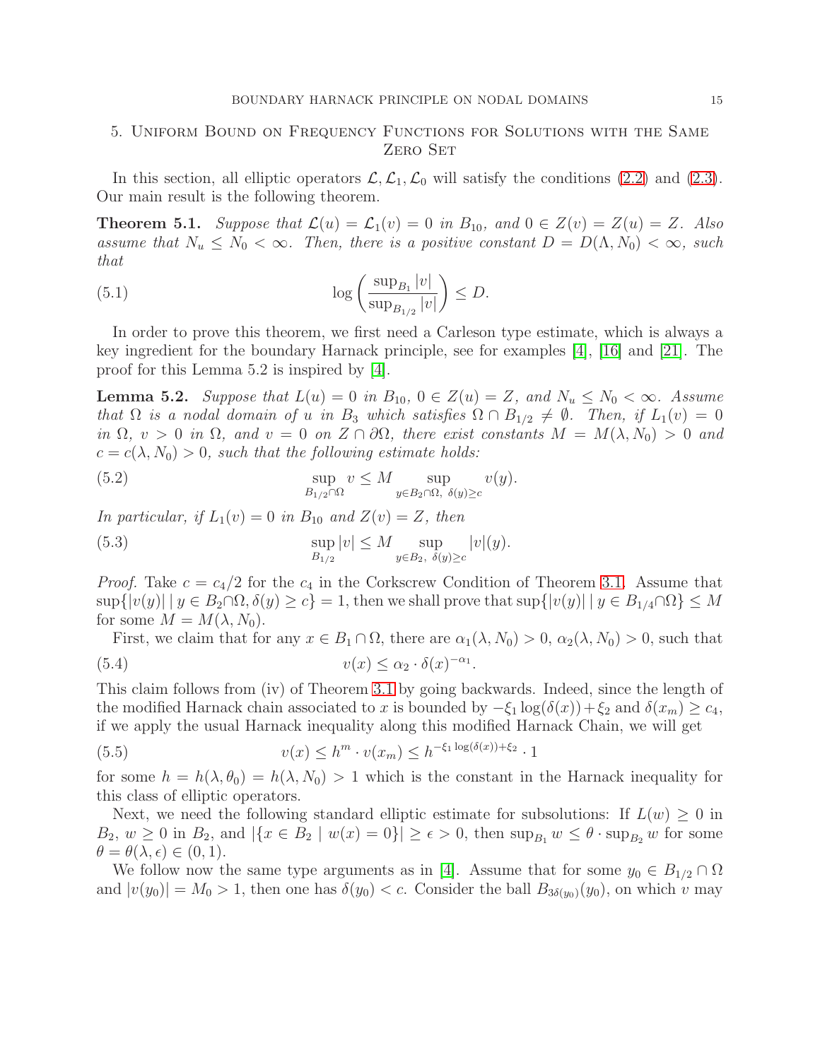## 5. Uniform Bound on Frequency Functions for Solutions with the Same Zero Set

In this section, all elliptic operators $\mathcal{L}, \mathcal{L}_1, \mathcal{L}_0$ will satisfy the conditions (2.2) and (2.3). Our main result is the following theorem.

**Theorem 5.1.** *Suppose that $\mathcal{L}(u) = \mathcal{L}_1(v) = 0$ in $B_{10}$, and $0 \in Z(v) = Z(u) = Z$. Also assume that $N_u \leq N_0 < \infty$. Then, there is a positive constant $D = D(\Lambda, N_0) < \infty$, such that*

$$\log\left(\frac{\sup_{B_1}|v|}{\sup_{B_{1/2}}|v|}\right) \leq D. \tag{5.1}$$

In order to prove this theorem, we first need a Carleson type estimate, which is always a key ingredient for the boundary Harnack principle, see for examples [4], [16] and [21]. The proof for this Lemma 5.2 is inspired by [4].

**Lemma 5.2.** *Suppose that $L(u) = 0$ in $B_{10}$, $0 \in Z(u) = Z$, and $N_u \leq N_0 < \infty$. Assume that $\Omega$ is a nodal domain of $u$ in $B_3$ which satisfies $\Omega \cap B_{1/2} \neq \emptyset$. Then, if $L_1(v) = 0$ in $\Omega$, $v > 0$ in $\Omega$, and $v = 0$ on $Z \cap \partial\Omega$, there exist constants $M = M(\lambda, N_0) > 0$ and $c = c(\lambda, N_0) > 0$, such that the following estimate holds:*

$$\sup_{B_{1/2}\cap\Omega} v \leq M \sup_{y \in B_2\cap\Omega,\ \delta(y)\geq c} v(y). \tag{5.2}$$

*In particular, if $L_1(v) = 0$ in $B_{10}$ and $Z(v) = Z$, then*

$$\sup_{B_{1/2}} |v| \leq M \sup_{y \in B_2,\ \delta(y)\geq c} |v|(y). \tag{5.3}$$

*Proof.* Take $c = c_4/2$ for the $c_4$ in the Corkscrew Condition of Theorem 3.1. Assume that $\sup\{|v(y)| \mid y \in B_2\cap\Omega, \delta(y) \geq c\} = 1$, then we shall prove that $\sup\{|v(y)| \mid y \in B_{1/4}\cap\Omega\} \leq M$ for some $M = M(\lambda, N_0)$.

First, we claim that for any $x \in B_1 \cap \Omega$, there are $\alpha_1(\lambda, N_0) > 0$, $\alpha_2(\lambda, N_0) > 0$, such that

$$v(x) \leq \alpha_2 \cdot \delta(x)^{-\alpha_1}. \tag{5.4}$$

This claim follows from (iv) of Theorem 3.1 by going backwards. Indeed, since the length of the modified Harnack chain associated to $x$ is bounded by $-\xi_1 \log(\delta(x)) + \xi_2$ and $\delta(x_m) \geq c_4$, if we apply the usual Harnack inequality along this modified Harnack Chain, we will get

$$v(x) \leq h^m \cdot v(x_m) \leq h^{-\xi_1 \log(\delta(x)) + \xi_2} \cdot 1 \tag{5.5}$$

for some $h = h(\lambda, \theta_0) = h(\lambda, N_0) > 1$ which is the constant in the Harnack inequality for this class of elliptic operators.

Next, we need the following standard elliptic estimate for subsolutions: If $L(w) \geq 0$ in $B_2$, $w \geq 0$ in $B_2$, and $|\{x \in B_2 \mid w(x) = 0\}| \geq \epsilon > 0$, then $\sup_{B_1} w \leq \theta \cdot \sup_{B_2} w$ for some $\theta = \theta(\lambda, \epsilon) \in (0, 1)$.

We follow now the same type arguments as in [4]. Assume that for some $y_0 \in B_{1/2} \cap \Omega$ and $|v(y_0)| = M_0 > 1$, then one has $\delta(y_0) < c$. Consider the ball $B_{3\delta(y_0)}(y_0)$, on which $v$ may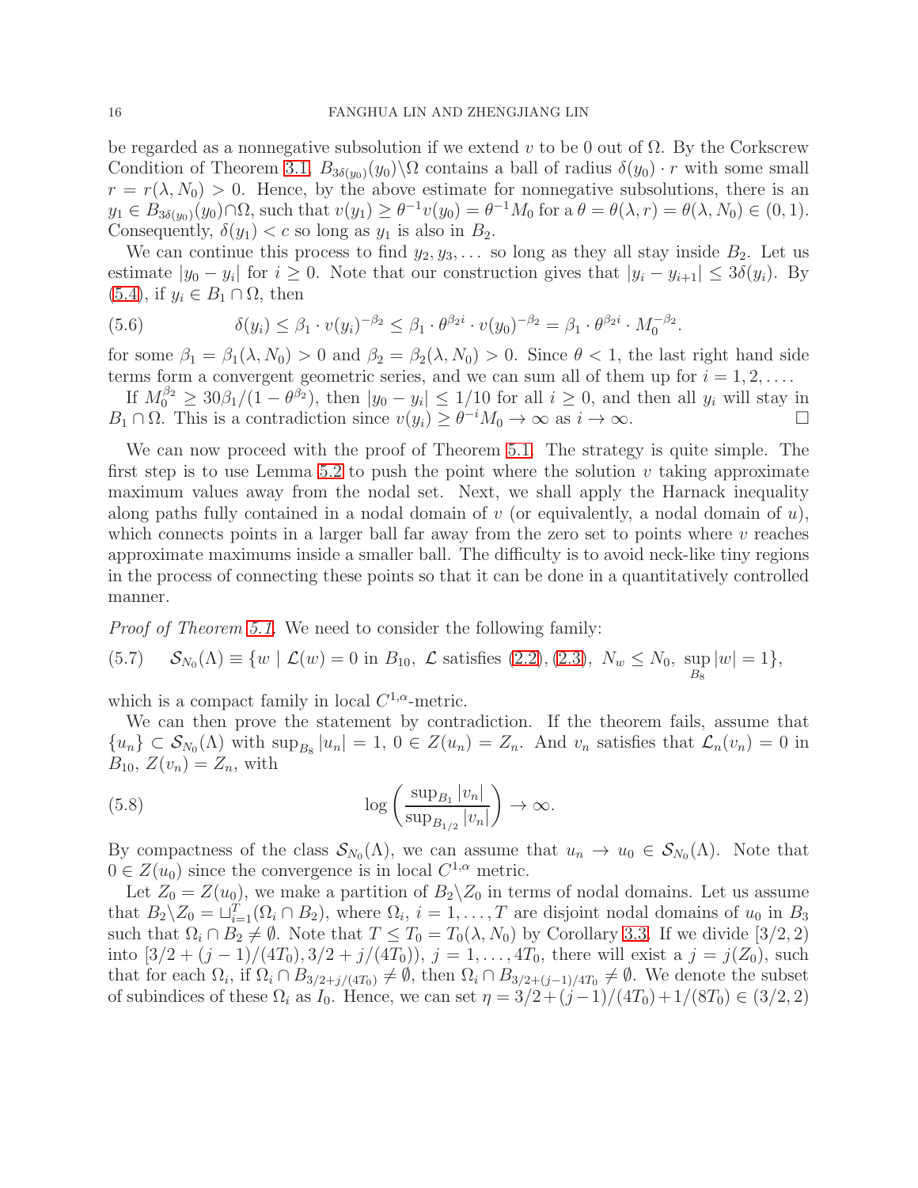be regarded as a nonnegative subsolution if we extend $v$ to be 0 out of $\Omega$. By the Corkscrew Condition of Theorem 3.1, $B_{3\delta(y_0)}(y_0)\backslash\Omega$ contains a ball of radius $\delta(y_0)\cdot r$ with some small $r = r(\lambda, N_0) > 0$. Hence, by the above estimate for nonnegative subsolutions, there is an $y_1 \in B_{3\delta(y_0)}(y_0)\cap\Omega$, such that $v(y_1) \geq \theta^{-1}v(y_0) = \theta^{-1}M_0$ for a $\theta = \theta(\lambda, r) = \theta(\lambda, N_0) \in (0,1)$. Consequently, $\delta(y_1) < c$ so long as $y_1$ is also in $B_2$.

We can continue this process to find $y_2, y_3, \ldots$ so long as they all stay inside $B_2$. Let us estimate $|y_0 - y_i|$ for $i \geq 0$. Note that our construction gives that $|y_i - y_{i+1}| \leq 3\delta(y_i)$. By (5.4), if $y_i \in B_1 \cap \Omega$, then

$$\delta(y_i) \leq \beta_1 \cdot v(y_i)^{-\beta_2} \leq \beta_1 \cdot \theta^{\beta_2 i} \cdot v(y_0)^{-\beta_2} = \beta_1 \cdot \theta^{\beta_2 i} \cdot M_0^{-\beta_2}. \tag{5.6}$$

for some $\beta_1 = \beta_1(\lambda, N_0) > 0$ and $\beta_2 = \beta_2(\lambda, N_0) > 0$. Since $\theta < 1$, the last right hand side terms form a convergent geometric series, and we can sum all of them up for $i = 1, 2, \ldots$.

If $M_0^{\beta_2} \geq 30\beta_1/(1-\theta^{\beta_2})$, then $|y_0 - y_i| \leq 1/10$ for all $i \geq 0$, and then all $y_i$ will stay in $B_1 \cap \Omega$. This is a contradiction since $v(y_i) \geq \theta^{-i}M_0 \to \infty$ as $i \to \infty$. □

We can now proceed with the proof of Theorem 5.1. The strategy is quite simple. The first step is to use Lemma 5.2 to push the point where the solution $v$ taking approximate maximum values away from the nodal set. Next, we shall apply the Harnack inequality along paths fully contained in a nodal domain of $v$ (or equivalently, a nodal domain of $u$), which connects points in a larger ball far away from the zero set to points where $v$ reaches approximate maximums inside a smaller ball. The difficulty is to avoid neck-like tiny regions in the process of connecting these points so that it can be done in a quantitatively controlled manner.

*Proof of Theorem 5.1.* We need to consider the following family:

$$\mathcal{S}_{N_0}(\Lambda) \equiv \{w \mid \mathcal{L}(w) = 0 \text{ in } B_{10},\ \mathcal{L} \text{ satisfies (2.2), (2.3)},\ N_w \leq N_0,\ \sup_{B_8}|w| = 1\}, \tag{5.7}$$

which is a compact family in local $C^{1,\alpha}$-metric.

We can then prove the statement by contradiction. If the theorem fails, assume that $\{u_n\} \subset \mathcal{S}_{N_0}(\Lambda)$ with $\sup_{B_8}|u_n| = 1$, $0 \in Z(u_n) = Z_n$. And $v_n$ satisfies that $\mathcal{L}_n(v_n) = 0$ in $B_{10}$, $Z(v_n) = Z_n$, with

$$\log\left(\frac{\sup_{B_1}|v_n|}{\sup_{B_{1/2}}|v_n|}\right) \to \infty. \tag{5.8}$$

By compactness of the class $\mathcal{S}_{N_0}(\Lambda)$, we can assume that $u_n \to u_0 \in \mathcal{S}_{N_0}(\Lambda)$. Note that $0 \in Z(u_0)$ since the convergence is in local $C^{1,\alpha}$ metric.

Let $Z_0 = Z(u_0)$, we make a partition of $B_2\backslash Z_0$ in terms of nodal domains. Let us assume that $B_2\backslash Z_0 = \sqcup_{i=1}^{T}(\Omega_i \cap B_2)$, where $\Omega_i$, $i = 1, \ldots, T$ are disjoint nodal domains of $u_0$ in $B_3$ such that $\Omega_i \cap B_2 \neq \emptyset$. Note that $T \leq T_0 = T_0(\lambda, N_0)$ by Corollary 3.3. If we divide $[3/2, 2)$ into $[3/2 + (j-1)/(4T_0), 3/2 + j/(4T_0))$, $j = 1, \ldots, 4T_0$, there will exist a $j = j(Z_0)$, such that for each $\Omega_i$, if $\Omega_i \cap B_{3/2+j/(4T_0)} \neq \emptyset$, then $\Omega_i \cap B_{3/2+(j-1)/4T_0} \neq \emptyset$. We denote the subset of subindices of these $\Omega_i$ as $I_0$. Hence, we can set $\eta = 3/2 + (j-1)/(4T_0) + 1/(8T_0) \in (3/2, 2)$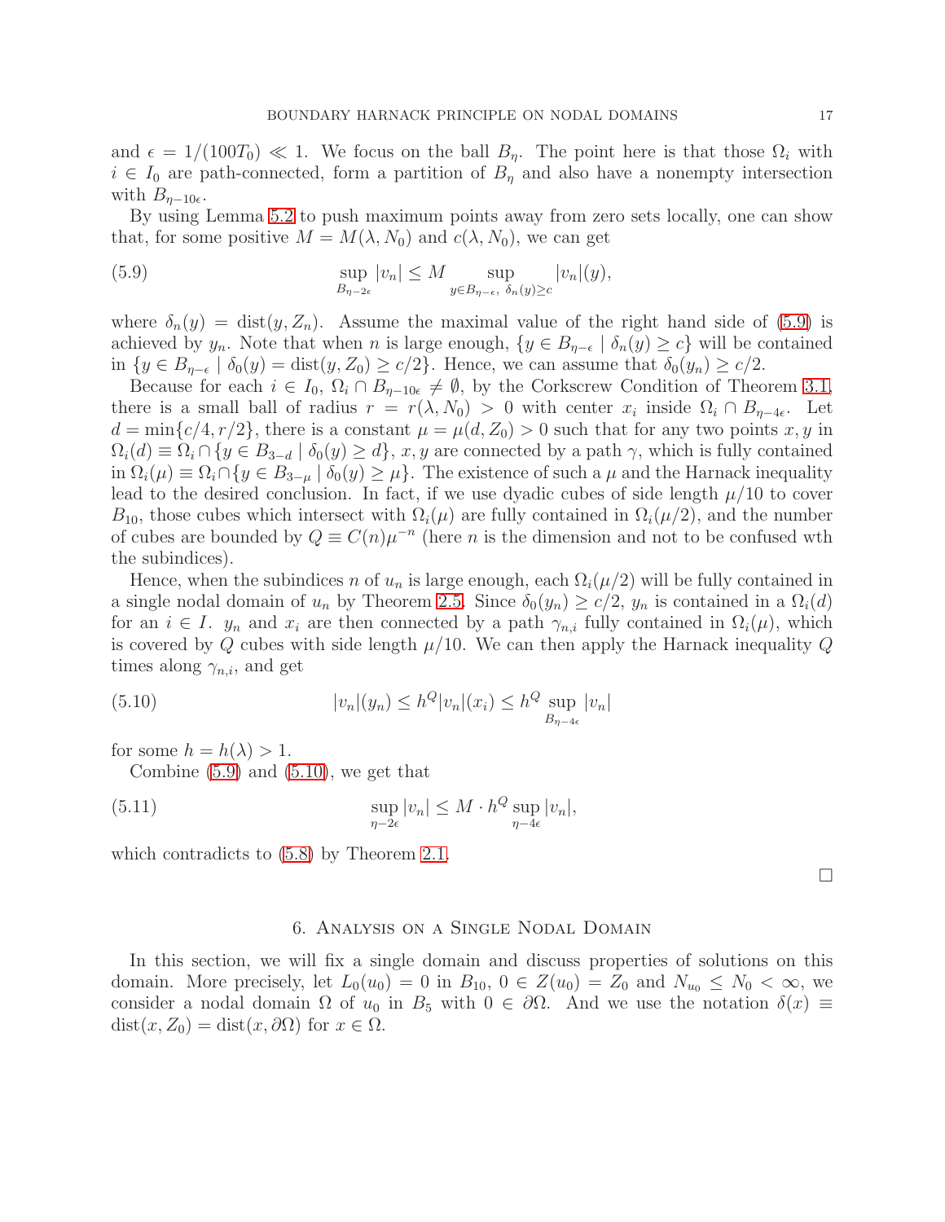and $\epsilon = 1/(100T_0) \ll 1$. We focus on the ball $B_\eta$. The point here is that those $\Omega_i$ with $i \in I_0$ are path-connected, form a partition of $B_\eta$ and also have a nonempty intersection with $B_{\eta-10\epsilon}$.

By using Lemma 5.2 to push maximum points away from zero sets locally, one can show that, for some positive $M = M(\lambda, N_0)$ and $c(\lambda, N_0)$, we can get

$$\sup_{B_{\eta-2\epsilon}} |v_n| \le M \sup_{y \in B_{\eta-\epsilon},\ \delta_n(y) \ge c} |v_n|(y), \tag{5.9}$$

where $\delta_n(y) = \operatorname{dist}(y, Z_n)$. Assume the maximal value of the right hand side of (5.9) is achieved by $y_n$. Note that when $n$ is large enough, $\{y \in B_{\eta-\epsilon} \mid \delta_n(y) \ge c\}$ will be contained in $\{y \in B_{\eta-\epsilon} \mid \delta_0(y) = \operatorname{dist}(y, Z_0) \ge c/2\}$. Hence, we can assume that $\delta_0(y_n) \ge c/2$.

Because for each $i \in I_0$, $\Omega_i \cap B_{\eta-10\epsilon} \neq \emptyset$, by the Corkscrew Condition of Theorem 3.1, there is a small ball of radius $r = r(\lambda, N_0) > 0$ with center $x_i$ inside $\Omega_i \cap B_{\eta-4\epsilon}$. Let $d = \min\{c/4, r/2\}$, there is a constant $\mu = \mu(d, Z_0) > 0$ such that for any two points $x, y$ in $\Omega_i(d) \equiv \Omega_i \cap \{y \in B_{3-d} \mid \delta_0(y) \ge d\}$, $x, y$ are connected by a path $\gamma$, which is fully contained in $\Omega_i(\mu) \equiv \Omega_i \cap \{y \in B_{3-\mu} \mid \delta_0(y) \ge \mu\}$. The existence of such a $\mu$ and the Harnack inequality lead to the desired conclusion. In fact, if we use dyadic cubes of side length $\mu/10$ to cover $B_{10}$, those cubes which intersect with $\Omega_i(\mu)$ are fully contained in $\Omega_i(\mu/2)$, and the number of cubes are bounded by $Q \equiv C(n)\mu^{-n}$ (here $n$ is the dimension and not to be confused wth the subindices).

Hence, when the subindices $n$ of $u_n$ is large enough, each $\Omega_i(\mu/2)$ will be fully contained in a single nodal domain of $u_n$ by Theorem 2.5. Since $\delta_0(y_n) \ge c/2$, $y_n$ is contained in a $\Omega_i(d)$ for an $i \in I$. $y_n$ and $x_i$ are then connected by a path $\gamma_{n,i}$ fully contained in $\Omega_i(\mu)$, which is covered by $Q$ cubes with side length $\mu/10$. We can then apply the Harnack inequality $Q$ times along $\gamma_{n,i}$, and get

$$|v_n|(y_n) \le h^Q |v_n|(x_i) \le h^Q \sup_{B_{\eta-4\epsilon}} |v_n| \tag{5.10}$$

for some $h = h(\lambda) > 1$.

Combine (5.9) and (5.10), we get that

$$\sup_{\eta-2\epsilon} |v_n| \le M \cdot h^Q \sup_{\eta-4\epsilon} |v_n|, \tag{5.11}$$

which contradicts to (5.8) by Theorem 2.1.

□

## 6. Analysis on a Single Nodal Domain

In this section, we will fix a single domain and discuss properties of solutions on this domain. More precisely, let $L_0(u_0) = 0$ in $B_{10}$, $0 \in Z(u_0) = Z_0$ and $N_{u_0} \le N_0 < \infty$, we consider a nodal domain $\Omega$ of $u_0$ in $B_5$ with $0 \in \partial\Omega$. And we use the notation $\delta(x) \equiv \operatorname{dist}(x, Z_0) = \operatorname{dist}(x, \partial\Omega)$ for $x \in \Omega$.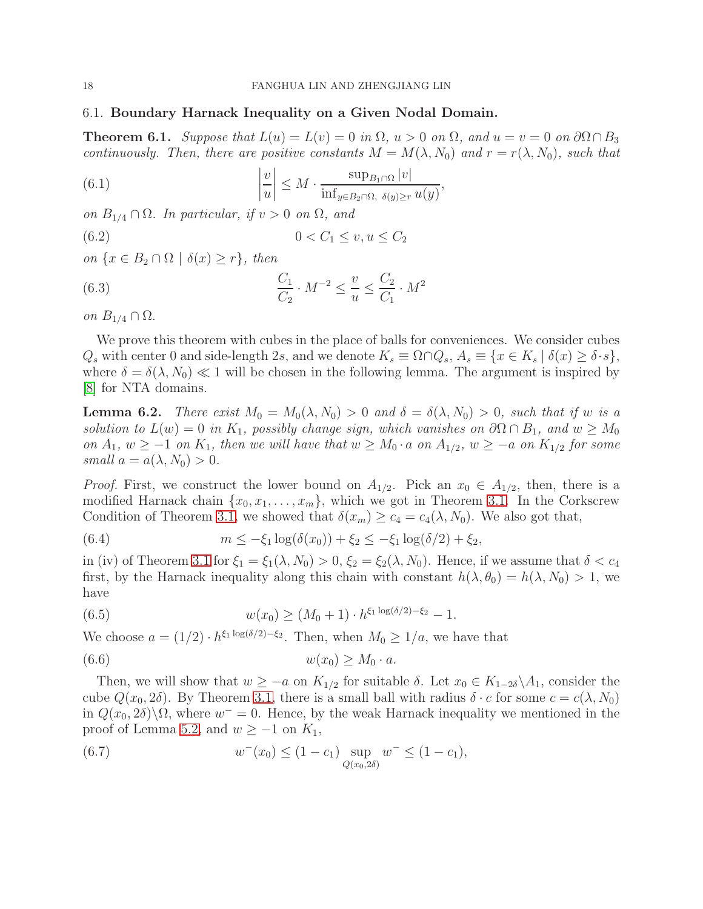### 6.1. **Boundary Harnack Inequality on a Given Nodal Domain.**

**Theorem 6.1.** *Suppose that $L(u) = L(v) = 0$ in $\Omega$, $u > 0$ on $\Omega$, and $u = v = 0$ on $\partial\Omega \cap B_3$ continuously. Then, there are positive constants $M = M(\lambda, N_0)$ and $r = r(\lambda, N_0)$, such that*

$$\left|\frac{v}{u}\right| \leq M \cdot \frac{\sup_{B_1 \cap \Omega} |v|}{\inf_{y \in B_2 \cap \Omega,\ \delta(y) \geq r} u(y)}, \tag{6.1}$$

*on $B_{1/4} \cap \Omega$. In particular, if $v > 0$ on $\Omega$, and*

$$0 < C_1 \leq v, u \leq C_2 \tag{6.2}$$

*on $\{x \in B_2 \cap \Omega \mid \delta(x) \geq r\}$, then*

$$\frac{C_1}{C_2} \cdot M^{-2} \leq \frac{v}{u} \leq \frac{C_2}{C_1} \cdot M^2 \tag{6.3}$$

*on $B_{1/4} \cap \Omega$.*

We prove this theorem with cubes in the place of balls for conveniences. We consider cubes $Q_s$ with center 0 and side-length $2s$, and we denote $K_s \equiv \Omega \cap Q_s$, $A_s \equiv \{x \in K_s \mid \delta(x) \geq \delta \cdot s\}$, where $\delta = \delta(\lambda, N_0) \ll 1$ will be chosen in the following lemma. The argument is inspired by [8] for NTA domains.

**Lemma 6.2.** *There exist $M_0 = M_0(\lambda, N_0) > 0$ and $\delta = \delta(\lambda, N_0) > 0$, such that if $w$ is a solution to $L(w) = 0$ in $K_1$, possibly change sign, which vanishes on $\partial\Omega \cap B_1$, and $w \geq M_0$ on $A_1$, $w \geq -1$ on $K_1$, then we will have that $w \geq M_0 \cdot a$ on $A_{1/2}$, $w \geq -a$ on $K_{1/2}$ for some small $a = a(\lambda, N_0) > 0$.*

*Proof.* First, we construct the lower bound on $A_{1/2}$. Pick an $x_0 \in A_{1/2}$, then, there is a modified Harnack chain $\{x_0, x_1, \ldots, x_m\}$, which we got in Theorem 3.1. In the Corkscrew Condition of Theorem 3.1, we showed that $\delta(x_m) \geq c_4 = c_4(\lambda, N_0)$. We also got that,

$$m \leq -\xi_1 \log(\delta(x_0)) + \xi_2 \leq -\xi_1 \log(\delta/2) + \xi_2, \tag{6.4}$$

in (iv) of Theorem 3.1 for $\xi_1 = \xi_1(\lambda, N_0) > 0$, $\xi_2 = \xi_2(\lambda, N_0)$. Hence, if we assume that $\delta < c_4$ first, by the Harnack inequality along this chain with constant $h(\lambda, \theta_0) = h(\lambda, N_0) > 1$, we have

$$w(x_0) \geq (M_0 + 1) \cdot h^{\xi_1 \log(\delta/2) - \xi_2} - 1. \tag{6.5}$$

We choose $a = (1/2) \cdot h^{\xi_1 \log(\delta/2) - \xi_2}$. Then, when $M_0 \geq 1/a$, we have that

$$w(x_0) \geq M_0 \cdot a. \tag{6.6}$$

Then, we will show that $w \geq -a$ on $K_{1/2}$ for suitable $\delta$. Let $x_0 \in K_{1-2\delta} \backslash A_1$, consider the cube $Q(x_0, 2\delta)$. By Theorem 3.1, there is a small ball with radius $\delta \cdot c$ for some $c = c(\lambda, N_0)$ in $Q(x_0, 2\delta) \backslash \Omega$, where $w^- = 0$. Hence, by the weak Harnack inequality we mentioned in the proof of Lemma 5.2, and $w \geq -1$ on $K_1$,

$$w^-(x_0) \leq (1 - c_1) \sup_{Q(x_0, 2\delta)} w^- \leq (1 - c_1), \tag{6.7}$$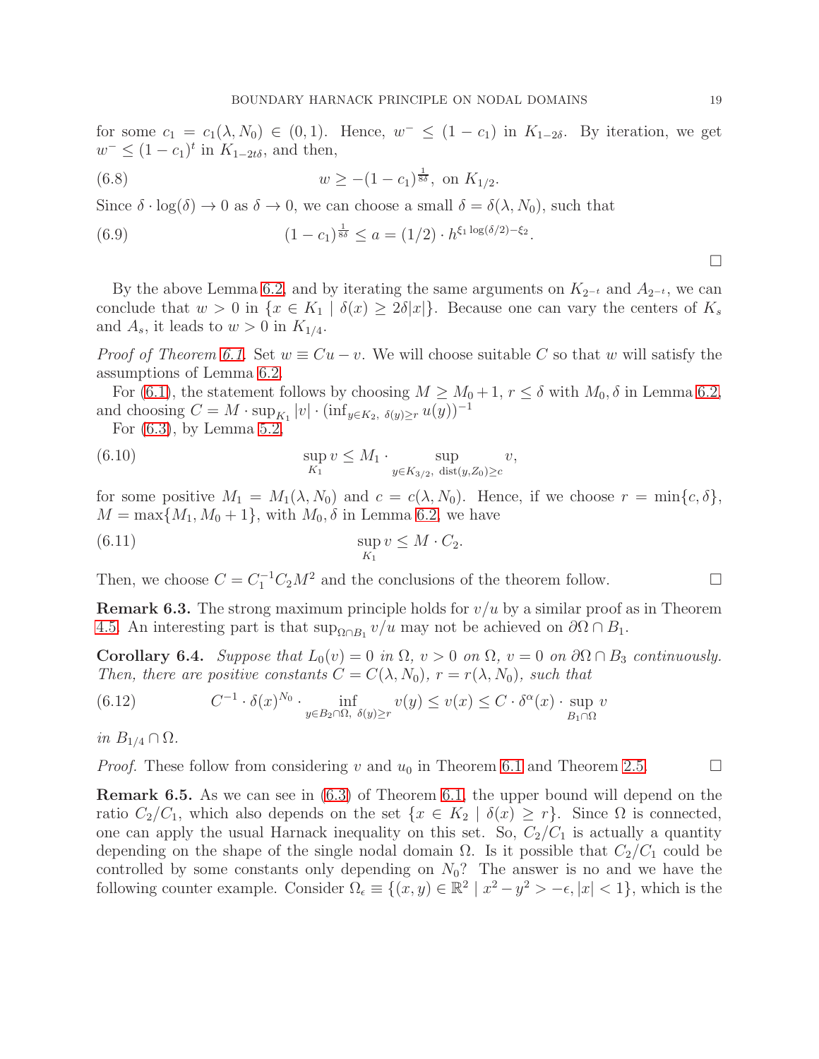for some $c_1 = c_1(\lambda, N_0) \in (0,1)$. Hence, $w^- \leq (1-c_1)$ in $K_{1-2\delta}$. By iteration, we get $w^- \leq (1-c_1)^t$ in $K_{1-2t\delta}$, and then,

$$w \geq -(1-c_1)^{\frac{1}{8\delta}}, \text{ on } K_{1/2}. \tag{6.8}$$

Since $\delta \cdot \log(\delta) \to 0$ as $\delta \to 0$, we can choose a small $\delta = \delta(\lambda, N_0)$, such that

$$(1-c_1)^{\frac{1}{8\delta}} \leq a = (1/2) \cdot h^{\xi_1 \log(\delta/2) - \xi_2}. \tag{6.9}$$

□

By the above Lemma 6.2, and by iterating the same arguments on $K_{2^{-t}}$ and $A_{2^{-t}}$, we can conclude that $w > 0$ in $\{x \in K_1 \mid \delta(x) \geq 2\delta|x|\}$. Because one can vary the centers of $K_s$ and $A_s$, it leads to $w > 0$ in $K_{1/4}$.

*Proof of Theorem 6.1.* Set $w \equiv Cu - v$. We will choose suitable $C$ so that $w$ will satisfy the assumptions of Lemma 6.2.

For (6.1), the statement follows by choosing $M \geq M_0 + 1$, $r \leq \delta$ with $M_0, \delta$ in Lemma 6.2, and choosing $C = M \cdot \sup_{K_1} |v| \cdot (\inf_{y \in K_2,\ \delta(y) \geq r} u(y))^{-1}$

For (6.3), by Lemma 5.2,

$$\sup_{K_1} v \leq M_1 \cdot \sup_{y \in K_{3/2},\ \mathrm{dist}(y, Z_0) \geq c} v, \tag{6.10}$$

for some positive $M_1 = M_1(\lambda, N_0)$ and $c = c(\lambda, N_0)$. Hence, if we choose $r = \min\{c, \delta\}$, $M = \max\{M_1, M_0 + 1\}$, with $M_0, \delta$ in Lemma 6.2, we have

$$\sup_{K_1} v \leq M \cdot C_2. \tag{6.11}$$

Then, we choose $C = C_1^{-1} C_2 M^2$ and the conclusions of the theorem follow. □

**Remark 6.3.** The strong maximum principle holds for $v/u$ by a similar proof as in Theorem 4.5. An interesting part is that $\sup_{\Omega \cap B_1} v/u$ may not be achieved on $\partial\Omega \cap B_1$.

**Corollary 6.4.** *Suppose that $L_0(v) = 0$ in $\Omega$, $v > 0$ on $\Omega$, $v = 0$ on $\partial\Omega \cap B_3$ continuously. Then, there are positive constants $C = C(\lambda, N_0)$, $r = r(\lambda, N_0)$, such that*

$$C^{-1} \cdot \delta(x)^{N_0} \cdot \inf_{y \in B_2 \cap \Omega,\ \delta(y) \geq r} v(y) \leq v(x) \leq C \cdot \delta^{\alpha}(x) \cdot \sup_{B_1 \cap \Omega} v \tag{6.12}$$

*in $B_{1/4} \cap \Omega$.*

*Proof.* These follow from considering $v$ and $u_0$ in Theorem 6.1 and Theorem 2.5. □

**Remark 6.5.** As we can see in (6.3) of Theorem 6.1, the upper bound will depend on the ratio $C_2/C_1$, which also depends on the set $\{x \in K_2 \mid \delta(x) \geq r\}$. Since $\Omega$ is connected, one can apply the usual Harnack inequality on this set. So, $C_2/C_1$ is actually a quantity depending on the shape of the single nodal domain $\Omega$. Is it possible that $C_2/C_1$ could be controlled by some constants only depending on $N_0$? The answer is no and we have the following counter example. Consider $\Omega_\epsilon \equiv \{(x,y) \in \mathbb{R}^2 \mid x^2 - y^2 > -\epsilon, |x| < 1\}$, which is the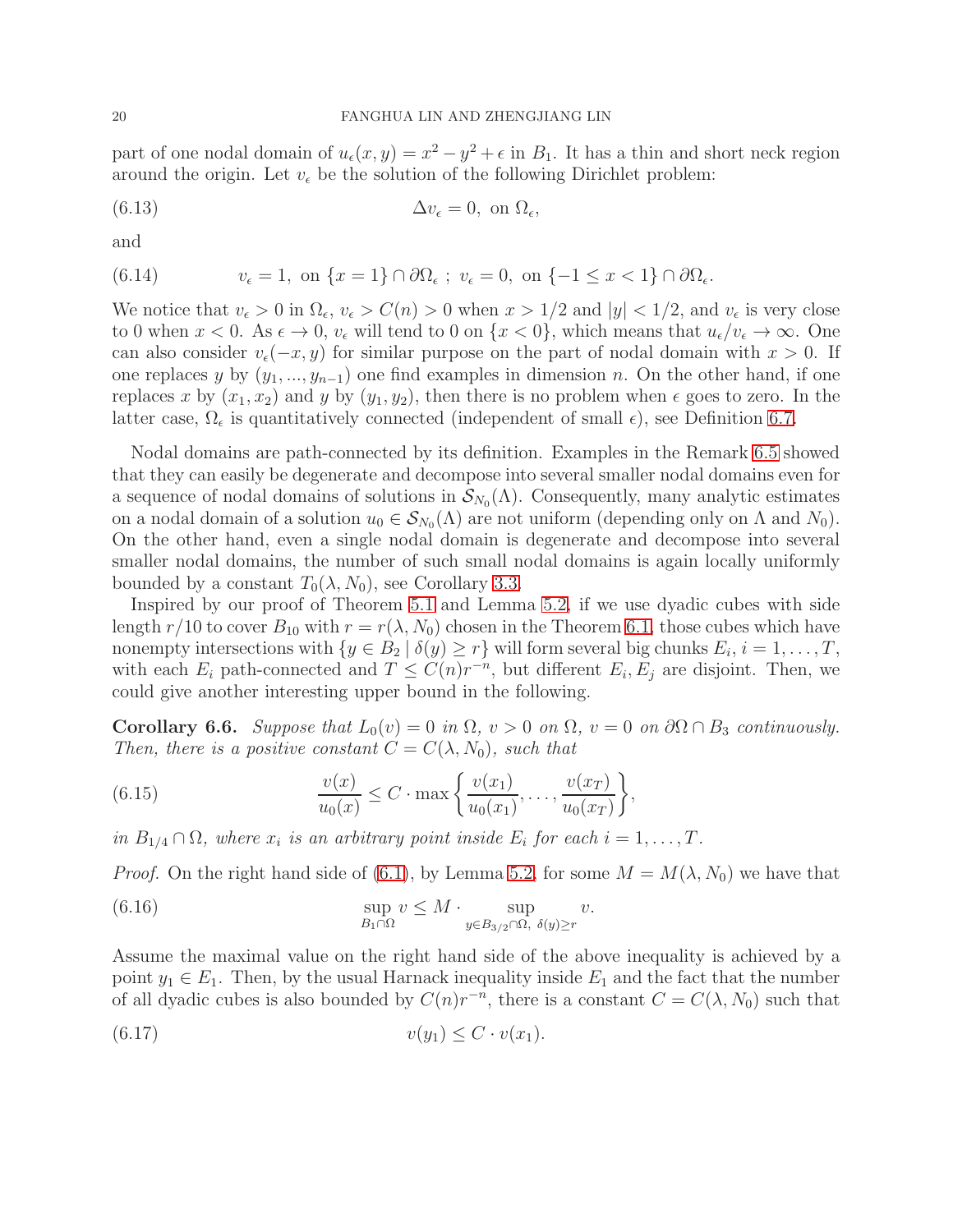part of one nodal domain of $u_\epsilon(x,y) = x^2 - y^2 + \epsilon$ in $B_1$. It has a thin and short neck region around the origin. Let $v_\epsilon$ be the solution of the following Dirichlet problem:

$$\Delta v_\epsilon = 0, \text{ on } \Omega_\epsilon, \tag{6.13}$$

and

$$v_\epsilon = 1, \text{ on } \{x = 1\} \cap \partial\Omega_\epsilon \; ; \; v_\epsilon = 0, \text{ on } \{-1 \le x < 1\} \cap \partial\Omega_\epsilon. \tag{6.14}$$

We notice that $v_\epsilon > 0$ in $\Omega_\epsilon$, $v_\epsilon > C(n) > 0$ when $x > 1/2$ and $|y| < 1/2$, and $v_\epsilon$ is very close to 0 when $x < 0$. As $\epsilon \to 0$, $v_\epsilon$ will tend to 0 on $\{x < 0\}$, which means that $u_\epsilon/v_\epsilon \to \infty$. One can also consider $v_\epsilon(-x, y)$ for similar purpose on the part of nodal domain with $x > 0$. If one replaces $y$ by $(y_1, ..., y_{n-1})$ one find examples in dimension $n$. On the other hand, if one replaces $x$ by $(x_1, x_2)$ and $y$ by $(y_1, y_2)$, then there is no problem when $\epsilon$ goes to zero. In the latter case, $\Omega_\epsilon$ is quantitatively connected (independent of small $\epsilon$), see Definition 6.7.

Nodal domains are path-connected by its definition. Examples in the Remark 6.5 showed that they can easily be degenerate and decompose into several smaller nodal domains even for a sequence of nodal domains of solutions in $\mathcal{S}_{N_0}(\Lambda)$. Consequently, many analytic estimates on a nodal domain of a solution $u_0 \in \mathcal{S}_{N_0}(\Lambda)$ are not uniform (depending only on $\Lambda$ and $N_0$). On the other hand, even a single nodal domain is degenerate and decompose into several smaller nodal domains, the number of such small nodal domains is again locally uniformly bounded by a constant $T_0(\lambda, N_0)$, see Corollary 3.3.

Inspired by our proof of Theorem 5.1 and Lemma 5.2, if we use dyadic cubes with side length $r/10$ to cover $B_{10}$ with $r = r(\lambda, N_0)$ chosen in the Theorem 6.1, those cubes which have nonempty intersections with $\{y \in B_2 \mid \delta(y) \ge r\}$ will form several big chunks $E_i$, $i = 1, \dots, T$, with each $E_i$ path-connected and $T \le C(n)r^{-n}$, but different $E_i, E_j$ are disjoint. Then, we could give another interesting upper bound in the following.

**Corollary 6.6.** *Suppose that $L_0(v) = 0$ in $\Omega$, $v > 0$ on $\Omega$, $v = 0$ on $\partial\Omega \cap B_3$ continuously. Then, there is a positive constant $C = C(\lambda, N_0)$, such that*

$$\frac{v(x)}{u_0(x)} \le C \cdot \max\left\{\frac{v(x_1)}{u_0(x_1)}, \dots, \frac{v(x_T)}{u_0(x_T)}\right\}, \tag{6.15}$$

*in $B_{1/4} \cap \Omega$, where $x_i$ is an arbitrary point inside $E_i$ for each $i = 1, \dots, T$.*

*Proof.* On the right hand side of (6.1), by Lemma 5.2, for some $M = M(\lambda, N_0)$ we have that

$$\sup_{B_1 \cap \Omega} v \le M \cdot \sup_{y \in B_{3/2} \cap \Omega,\ \delta(y) \ge r} v. \tag{6.16}$$

Assume the maximal value on the right hand side of the above inequality is achieved by a point $y_1 \in E_1$. Then, by the usual Harnack inequality inside $E_1$ and the fact that the number of all dyadic cubes is also bounded by $C(n)r^{-n}$, there is a constant $C = C(\lambda, N_0)$ such that

$$v(y_1) \le C \cdot v(x_1). \tag{6.17}$$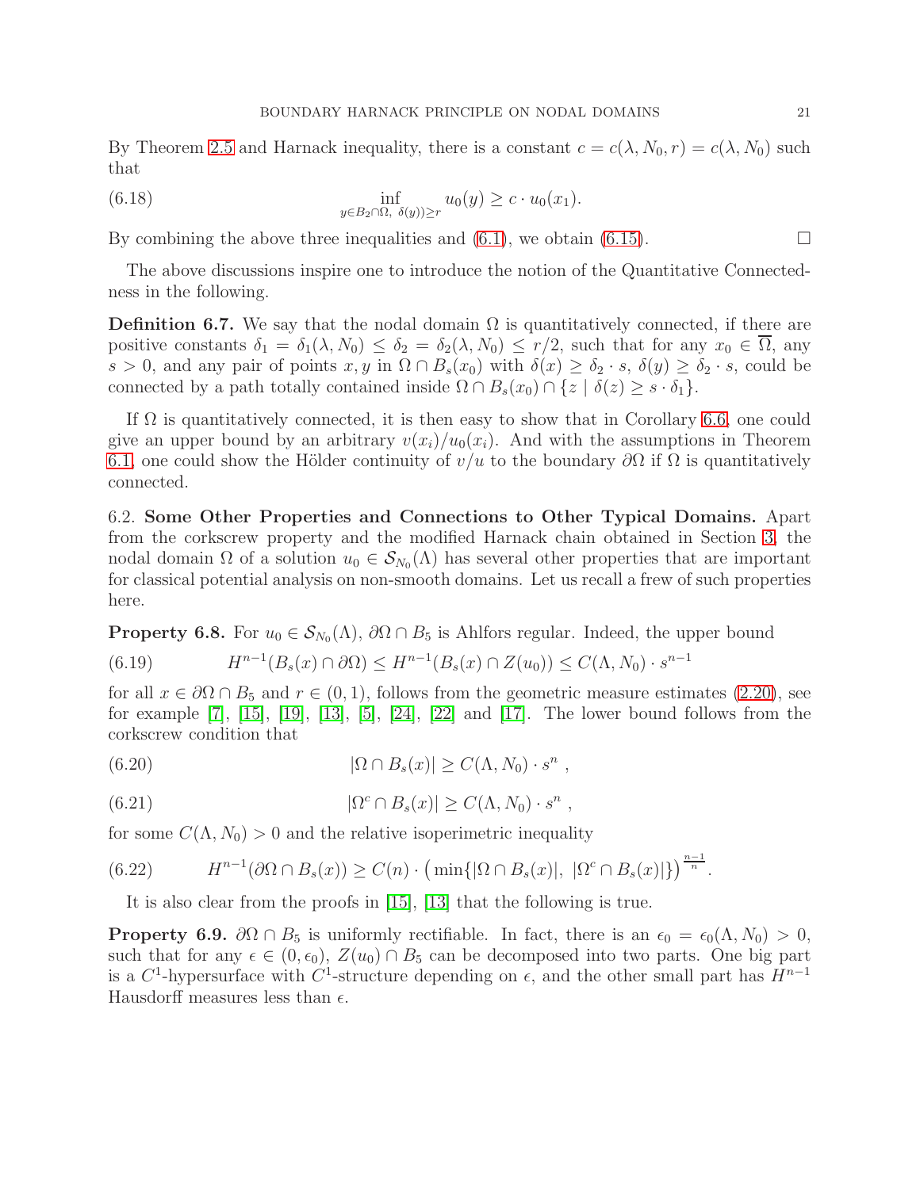By Theorem 2.5 and Harnack inequality, there is a constant $c = c(\lambda, N_0, r) = c(\lambda, N_0)$ such that

$$\inf_{y \in B_2 \cap \Omega,\ \delta(y)) \geq r} u_0(y) \geq c \cdot u_0(x_1). \tag{6.18}$$

By combining the above three inequalities and (6.1), we obtain (6.15). □

The above discussions inspire one to introduce the notion of the Quantitative Connectedness in the following.

**Definition 6.7.** We say that the nodal domain $\Omega$ is quantitatively connected, if there are positive constants $\delta_1 = \delta_1(\lambda, N_0) \leq \delta_2 = \delta_2(\lambda, N_0) \leq r/2$, such that for any $x_0 \in \overline{\Omega}$, any $s > 0$, and any pair of points $x, y$ in $\Omega \cap B_s(x_0)$ with $\delta(x) \geq \delta_2 \cdot s$, $\delta(y) \geq \delta_2 \cdot s$, could be connected by a path totally contained inside $\Omega \cap B_s(x_0) \cap \{z \mid \delta(z) \geq s \cdot \delta_1\}$.

If $\Omega$ is quantitatively connected, it is then easy to show that in Corollary 6.6, one could give an upper bound by an arbitrary $v(x_i)/u_0(x_i)$. And with the assumptions in Theorem 6.1, one could show the Hölder continuity of $v/u$ to the boundary $\partial\Omega$ if $\Omega$ is quantitatively connected.

6.2. **Some Other Properties and Connections to Other Typical Domains.** Apart from the corkscrew property and the modified Harnack chain obtained in Section 3, the nodal domain $\Omega$ of a solution $u_0 \in \mathcal{S}_{N_0}(\Lambda)$ has several other properties that are important for classical potential analysis on non-smooth domains. Let us recall a frew of such properties here.

**Property 6.8.** For $u_0 \in \mathcal{S}_{N_0}(\Lambda)$, $\partial\Omega \cap B_5$ is Ahlfors regular. Indeed, the upper bound

$$H^{n-1}(B_s(x) \cap \partial\Omega) \leq H^{n-1}(B_s(x) \cap Z(u_0)) \leq C(\Lambda, N_0) \cdot s^{n-1} \tag{6.19}$$

for all $x \in \partial\Omega \cap B_5$ and $r \in (0, 1)$, follows from the geometric measure estimates (2.20), see for example [7], [15], [19], [13], [5], [24], [22] and [17]. The lower bound follows from the corkscrew condition that

$$|\Omega \cap B_s(x)| \geq C(\Lambda, N_0) \cdot s^n \ , \tag{6.20}$$

$$|\Omega^c \cap B_s(x)| \geq C(\Lambda, N_0) \cdot s^n \ , \tag{6.21}$$

for some $C(\Lambda, N_0) > 0$ and the relative isoperimetric inequality

$$H^{n-1}(\partial\Omega \cap B_s(x)) \geq C(n) \cdot \left(\min\{|\Omega \cap B_s(x)|,\ |\Omega^c \cap B_s(x)|\}\right)^{\frac{n-1}{n}}. \tag{6.22}$$

It is also clear from the proofs in [15], [13] that the following is true.

**Property 6.9.** $\partial\Omega \cap B_5$ is uniformly rectifiable. In fact, there is an $\epsilon_0 = \epsilon_0(\Lambda, N_0) > 0$, such that for any $\epsilon \in (0, \epsilon_0)$, $Z(u_0) \cap B_5$ can be decomposed into two parts. One big part is a $C^1$-hypersurface with $C^1$-structure depending on $\epsilon$, and the other small part has $H^{n-1}$ Hausdorff measures less than $\epsilon$.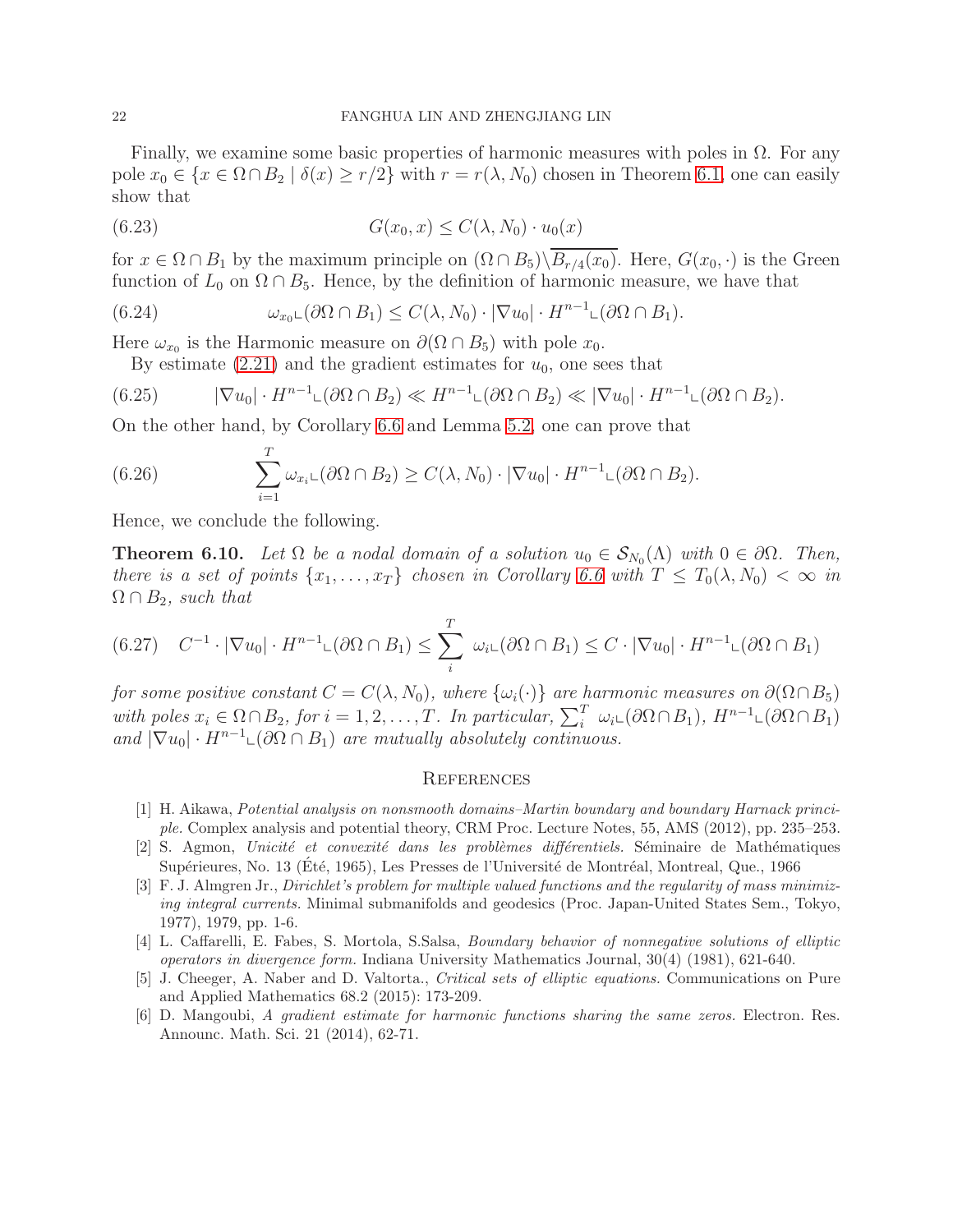Finally, we examine some basic properties of harmonic measures with poles in $\Omega$. For any pole $x_0 \in \{x \in \Omega \cap B_2 \mid \delta(x) \geq r/2\}$ with $r = r(\lambda, N_0)$ chosen in Theorem 6.1, one can easily show that

$$G(x_0, x) \leq C(\lambda, N_0) \cdot u_0(x) \tag{6.23}$$

for $x \in \Omega \cap B_1$ by the maximum principle on $(\Omega \cap B_5) \backslash \overline{B_{r/4}(x_0)}$. Here, $G(x_0, \cdot)$ is the Green function of $L_0$ on $\Omega \cap B_5$. Hence, by the definition of harmonic measure, we have that

$$\omega_{x_0} \llcorner (\partial\Omega \cap B_1) \leq C(\lambda, N_0) \cdot |\nabla u_0| \cdot H^{n-1} \llcorner (\partial\Omega \cap B_1). \tag{6.24}$$

Here $\omega_{x_0}$ is the Harmonic measure on $\partial(\Omega \cap B_5)$ with pole $x_0$.

By estimate (2.21) and the gradient estimates for $u_0$, one sees that

$$|\nabla u_0| \cdot H^{n-1} \llcorner (\partial\Omega \cap B_2) \ll H^{n-1} \llcorner (\partial\Omega \cap B_2) \ll |\nabla u_0| \cdot H^{n-1} \llcorner (\partial\Omega \cap B_2). \tag{6.25}$$

On the other hand, by Corollary 6.6 and Lemma 5.2, one can prove that

$$\sum_{i=1}^{T} \omega_{x_i} \llcorner (\partial\Omega \cap B_2) \geq C(\lambda, N_0) \cdot |\nabla u_0| \cdot H^{n-1} \llcorner (\partial\Omega \cap B_2). \tag{6.26}$$

Hence, we conclude the following.

**Theorem 6.10.** *Let $\Omega$ be a nodal domain of a solution $u_0 \in \mathcal{S}_{N_0}(\Lambda)$ with $0 \in \partial\Omega$. Then, there is a set of points $\{x_1, \dots, x_T\}$ chosen in Corollary 6.6 with $T \leq T_0(\lambda, N_0) < \infty$ in $\Omega \cap B_2$, such that*

$$C^{-1} \cdot |\nabla u_0| \cdot H^{n-1} \llcorner (\partial\Omega \cap B_1) \leq \sum_{i}^{T} \omega_i \llcorner (\partial\Omega \cap B_1) \leq C \cdot |\nabla u_0| \cdot H^{n-1} \llcorner (\partial\Omega \cap B_1) \tag{6.27}$$

*for some positive constant $C = C(\lambda, N_0)$, where $\{\omega_i(\cdot)\}$ are harmonic measures on $\partial(\Omega \cap B_5)$ with poles $x_i \in \Omega \cap B_2$, for $i = 1, 2, \dots, T$. In particular, $\sum_i^T \omega_i \llcorner (\partial\Omega \cap B_1)$, $H^{n-1} \llcorner (\partial\Omega \cap B_1)$ and $|\nabla u_0| \cdot H^{n-1} \llcorner (\partial\Omega \cap B_1)$ are mutually absolutely continuous.*

## References

[1] H. Aikawa, *Potential analysis on nonsmooth domains–Martin boundary and boundary Harnack principle.* Complex analysis and potential theory, CRM Proc. Lecture Notes, 55, AMS (2012), pp. 235–253.

[2] S. Agmon, *Unicité et convexité dans les problèmes différentiels.* Séminaire de Mathématiques Supérieures, No. 13 (Été, 1965), Les Presses de l'Université de Montréal, Montreal, Que., 1966

[3] F. J. Almgren Jr., *Dirichlet's problem for multiple valued functions and the regularity of mass minimizing integral currents.* Minimal submanifolds and geodesics (Proc. Japan-United States Sem., Tokyo, 1977), 1979, pp. 1-6.

[4] L. Caffarelli, E. Fabes, S. Mortola, S.Salsa, *Boundary behavior of nonnegative solutions of elliptic operators in divergence form.* Indiana University Mathematics Journal, 30(4) (1981), 621-640.

[5] J. Cheeger, A. Naber and D. Valtorta., *Critical sets of elliptic equations.* Communications on Pure and Applied Mathematics 68.2 (2015): 173-209.

[6] D. Mangoubi, *A gradient estimate for harmonic functions sharing the same zeros.* Electron. Res. Announc. Math. Sci. 21 (2014), 62-71.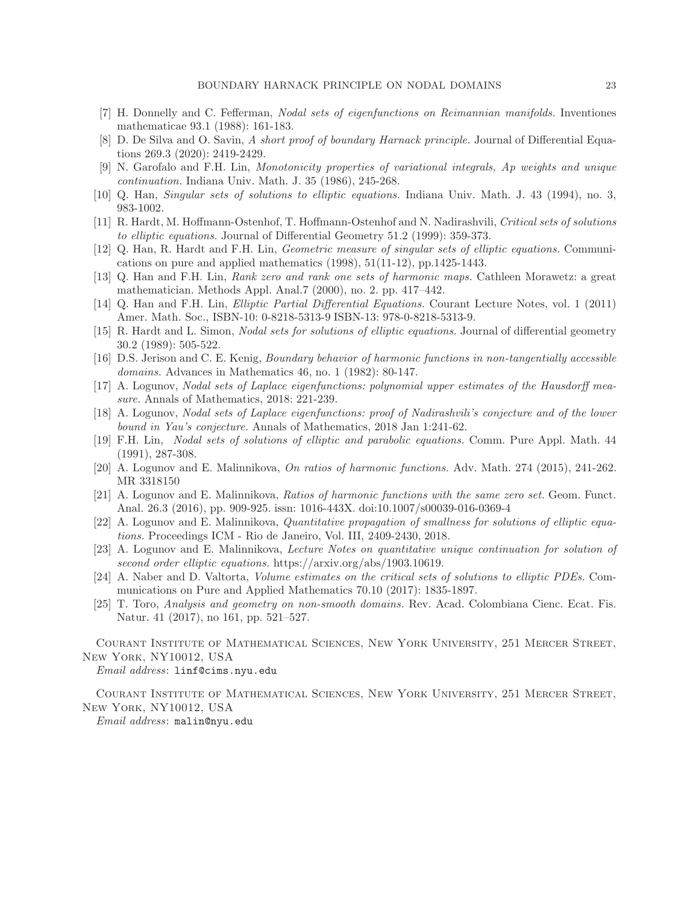[7] H. Donnelly and C. Fefferman, *Nodal sets of eigenfunctions on Reimannian manifolds.* Inventiones mathematicae 93.1 (1988): 161-183.

[8] D. De Silva and O. Savin, *A short proof of boundary Harnack principle.* Journal of Differential Equations 269.3 (2020): 2419-2429.

[9] N. Garofalo and F.H. Lin, *Monotonicity properties of variational integrals, Ap weights and unique continuation.* Indiana Univ. Math. J. 35 (1986), 245-268.

[10] Q. Han, *Singular sets of solutions to elliptic equations.* Indiana Univ. Math. J. 43 (1994), no. 3, 983-1002.

[11] R. Hardt, M. Hoffmann-Ostenhof, T. Hoffmann-Ostenhof and N. Nadirashvili, *Critical sets of solutions to elliptic equations.* Journal of Differential Geometry 51.2 (1999): 359-373.

[12] Q. Han, R. Hardt and F.H. Lin, *Geometric measure of singular sets of elliptic equations.* Communications on pure and applied mathematics (1998), 51(11-12), pp.1425-1443.

[13] Q. Han and F.H. Lin, *Rank zero and rank one sets of harmonic maps.* Cathleen Morawetz: a great mathematician. Methods Appl. Anal.7 (2000), no. 2. pp. 417–442.

[14] Q. Han and F.H. Lin, *Elliptic Partial Differential Equations.* Courant Lecture Notes, vol. 1 (2011) Amer. Math. Soc., ISBN-10: 0-8218-5313-9 ISBN-13: 978-0-8218-5313-9.

[15] R. Hardt and L. Simon, *Nodal sets for solutions of elliptic equations.* Journal of differential geometry 30.2 (1989): 505-522.

[16] D.S. Jerison and C. E. Kenig, *Boundary behavior of harmonic functions in non-tangentially accessible domains.* Advances in Mathematics 46, no. 1 (1982): 80-147.

[17] A. Logunov, *Nodal sets of Laplace eigenfunctions: polynomial upper estimates of the Hausdorff measure.* Annals of Mathematics, 2018: 221-239.

[18] A. Logunov, *Nodal sets of Laplace eigenfunctions: proof of Nadirashvili's conjecture and of the lower bound in Yau's conjecture.* Annals of Mathematics, 2018 Jan 1:241-62.

[19] F.H. Lin, *Nodal sets of solutions of elliptic and parabolic equations.* Comm. Pure Appl. Math. 44 (1991), 287-308.

[20] A. Logunov and E. Malinnikova, *On ratios of harmonic functions.* Adv. Math. 274 (2015), 241-262. MR 3318150

[21] A. Logunov and E. Malinnikova, *Ratios of harmonic functions with the same zero set.* Geom. Funct. Anal. 26.3 (2016), pp. 909-925. issn: 1016-443X. doi:10.1007/s00039-016-0369-4

[22] A. Logunov and E. Malinnikova, *Quantitative propagation of smallness for solutions of elliptic equations.* Proceedings ICM - Rio de Janeiro, Vol. III, 2409-2430, 2018.

[23] A. Logunov and E. Malinnikova, *Lecture Notes on quantitative unique continuation for solution of second order elliptic equations.* https://arxiv.org/abs/1903.10619.

[24] A. Naber and D. Valtorta, *Volume estimates on the critical sets of solutions to elliptic PDEs.* Communications on Pure and Applied Mathematics 70.10 (2017): 1835-1897.

[25] T. Toro, *Analysis and geometry on non-smooth domains.* Rev. Acad. Colombiana Cienc. Ecat. Fis. Natur. 41 (2017), no 161, pp. 521–527.

Courant Institute of Mathematical Sciences, New York University, 251 Mercer Street, New York, NY10012, USA

*Email address*: linf@cims.nyu.edu

Courant Institute of Mathematical Sciences, New York University, 251 Mercer Street, New York, NY10012, USA

*Email address*: malin@nyu.edu